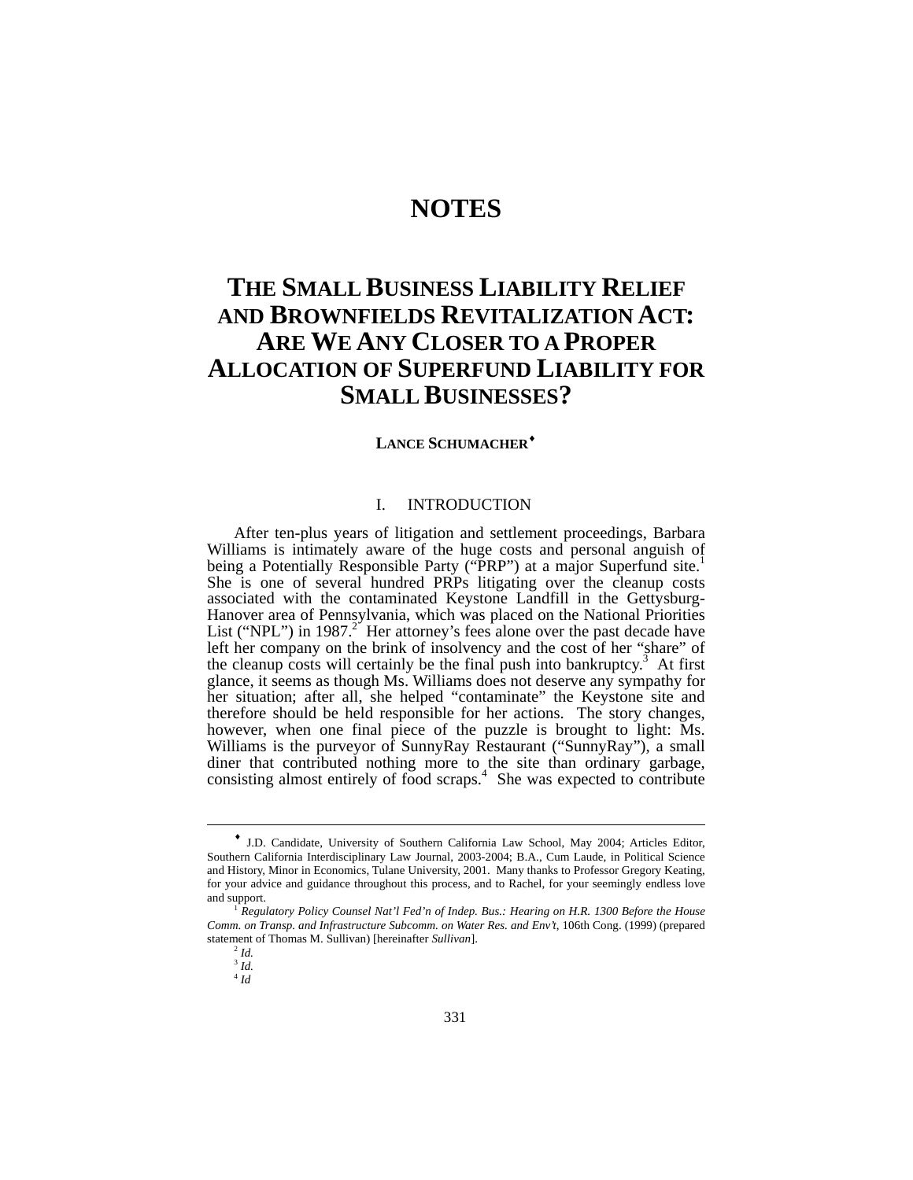# NOTES

# THE SMALL BUSINESS LIABILITY RELIEF AND BROWNFIELDS REVITALIZATION ACT: ARE WE ANY CLOSER TO A PROPER ALLOCATION OF SUPERFUND LIABILITY FOR SMALL BUSINESSES?

**LANCE SCHUMACHER**[♦]

## I. INTRODUCTION

After ten-plus years of litigation and settlement proceedings, Barbara Williams is intimately aware of the huge costs and personal anguish of being a Potentially Responsible Party ("PRP") at a major Superfund site.[1] She is one of several hundred PRPs litigating over the cleanup costs associated with the contaminated Keystone Landfill in the Gettysburg-Hanover area of Pennsylvania, which was placed on the National Priorities List ("NPL") in 1987.[2] Her attorney's fees alone over the past decade have left her company on the brink of insolvency and the cost of her "share" of the cleanup costs will certainly be the final push into bankruptcy.[3] At first glance, it seems as though Ms. Williams does not deserve any sympathy for her situation; after all, she helped "contaminate" the Keystone site and therefore should be held responsible for her actions. The story changes, however, when one final piece of the puzzle is brought to light: Ms. Williams is the purveyor of SunnyRay Restaurant ("SunnyRay"), a small diner that contributed nothing more to the site than ordinary garbage, consisting almost entirely of food scraps.[4] She was expected to contribute

---

♦ J.D. Candidate, University of Southern California Law School, May 2004; Articles Editor, Southern California Interdisciplinary Law Journal, 2003-2004; B.A., Cum Laude, in Political Science and History, Minor in Economics, Tulane University, 2001. Many thanks to Professor Gregory Keating, for your advice and guidance throughout this process, and to Rachel, for your seemingly endless love and support.

[1] *Regulatory Policy Counsel Nat'l Fed'n of Indep. Bus.: Hearing on H.R. 1300 Before the House Comm. on Transp. and Infrastructure Subcomm. on Water Res. and Env't*, 106th Cong. (1999) (prepared statement of Thomas M. Sullivan) [hereinafter *Sullivan*].

[2] *Id.*

[3] *Id.*

[4] *Id*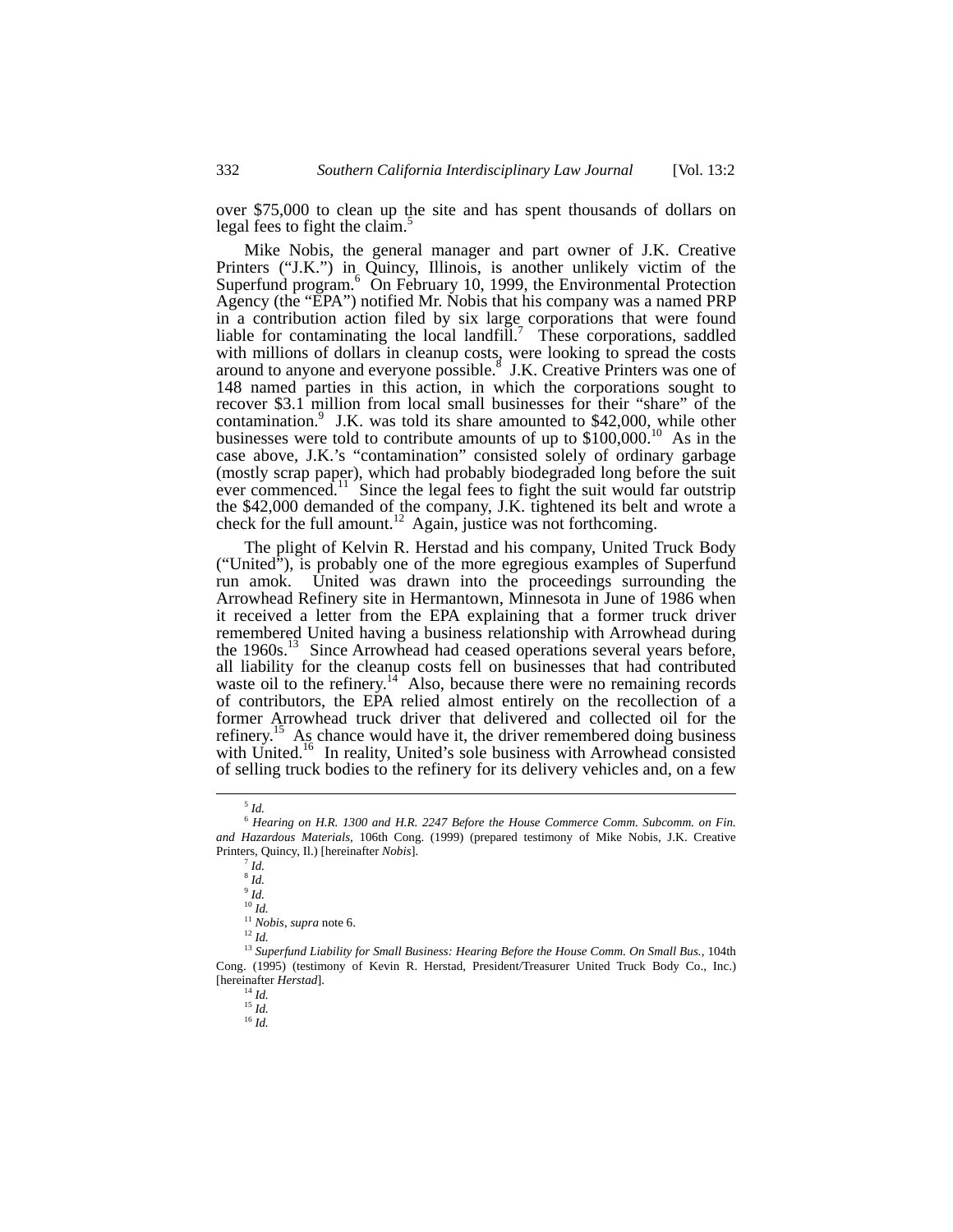over $75,000 to clean up the site and has spent thousands of dollars on legal fees to fight the claim.[5]

Mike Nobis, the general manager and part owner of J.K. Creative Printers ("J.K.") in Quincy, Illinois, is another unlikely victim of the Superfund program.[6] On February 10, 1999, the Environmental Protection Agency (the "EPA") notified Mr. Nobis that his company was a named PRP in a contribution action filed by six large corporations that were found liable for contaminating the local landfill.[7] These corporations, saddled with millions of dollars in cleanup costs, were looking to spread the costs around to anyone and everyone possible.[8] J.K. Creative Printers was one of 148 named parties in this action, in which the corporations sought to recover $3.1 million from local small businesses for their "share" of the contamination.[9] J.K. was told its share amounted to $42,000, while other businesses were told to contribute amounts of up to $100,000.[10] As in the case above, J.K.'s "contamination" consisted solely of ordinary garbage (mostly scrap paper), which had probably biodegraded long before the suit ever commenced.[11] Since the legal fees to fight the suit would far outstrip the $42,000 demanded of the company, J.K. tightened its belt and wrote a check for the full amount.[12] Again, justice was not forthcoming.

The plight of Kelvin R. Herstad and his company, United Truck Body ("United"), is probably one of the more egregious examples of Superfund run amok. United was drawn into the proceedings surrounding the Arrowhead Refinery site in Hermantown, Minnesota in June of 1986 when it received a letter from the EPA explaining that a former truck driver remembered United having a business relationship with Arrowhead during the 1960s.[13] Since Arrowhead had ceased operations several years before, all liability for the cleanup costs fell on businesses that had contributed waste oil to the refinery.[14] Also, because there were no remaining records of contributors, the EPA relied almost entirely on the recollection of a former Arrowhead truck driver that delivered and collected oil for the refinery.[15] As chance would have it, the driver remembered doing business with United.[16] In reality, United's sole business with Arrowhead consisted of selling truck bodies to the refinery for its delivery vehicles and, on a few

---

[5] *Id.*

[6] *Hearing on H.R. 1300 and H.R. 2247 Before the House Commerce Comm. Subcomm. on Fin. and Hazardous Materials*, 106th Cong. (1999) (prepared testimony of Mike Nobis, J.K. Creative Printers, Quincy, Il.) [hereinafter *Nobis*].

[7] *Id.*

[8] *Id.*

[9] *Id.*

[10] *Id.*

[11] *Nobis*, *supra* note 6.

[12] *Id.*

[13] *Superfund Liability for Small Business: Hearing Before the House Comm. On Small Bus.*, 104th Cong. (1995) (testimony of Kevin R. Herstad, President/Treasurer United Truck Body Co., Inc.) [hereinafter *Herstad*].

[14] *Id.*

[15] *Id.*

[16] *Id.*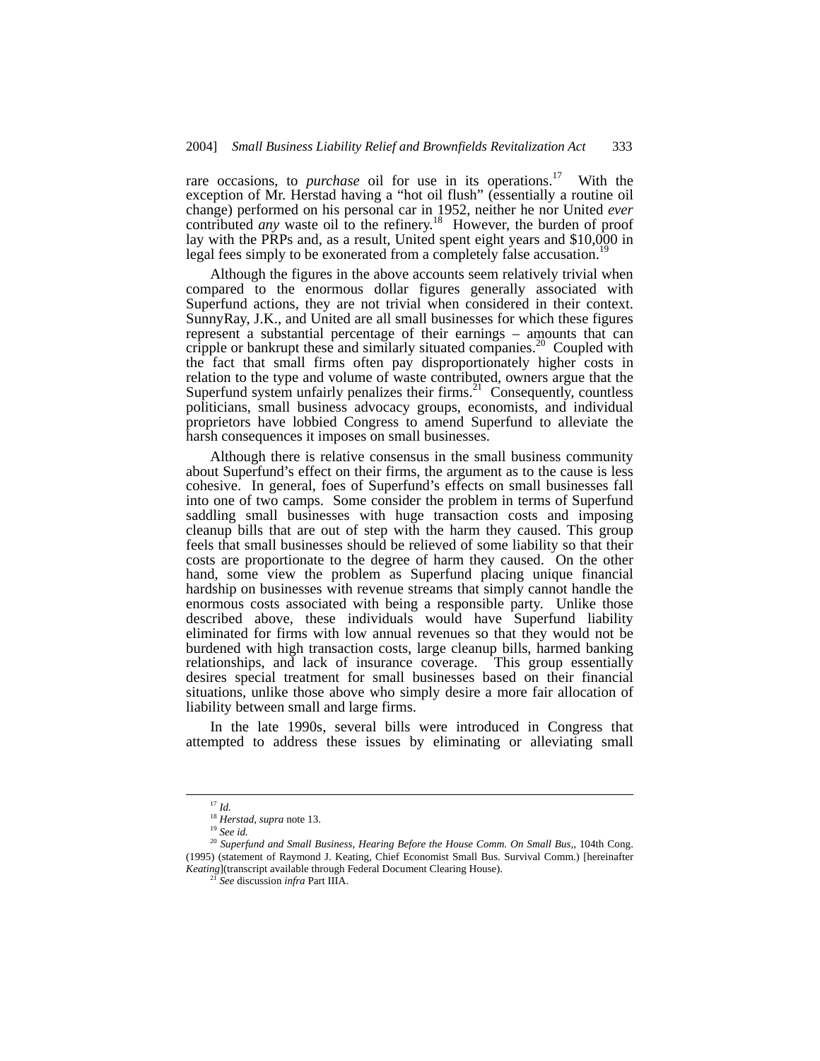rare occasions, to *purchase* oil for use in its operations.[17] With the exception of Mr. Herstad having a "hot oil flush" (essentially a routine oil change) performed on his personal car in 1952, neither he nor United *ever* contributed *any* waste oil to the refinery.[18] However, the burden of proof lay with the PRPs and, as a result, United spent eight years and $10,000 in legal fees simply to be exonerated from a completely false accusation.[19]

Although the figures in the above accounts seem relatively trivial when compared to the enormous dollar figures generally associated with Superfund actions, they are not trivial when considered in their context. SunnyRay, J.K., and United are all small businesses for which these figures represent a substantial percentage of their earnings – amounts that can cripple or bankrupt these and similarly situated companies.[20] Coupled with the fact that small firms often pay disproportionately higher costs in relation to the type and volume of waste contributed, owners argue that the Superfund system unfairly penalizes their firms.[21] Consequently, countless politicians, small business advocacy groups, economists, and individual proprietors have lobbied Congress to amend Superfund to alleviate the harsh consequences it imposes on small businesses.

Although there is relative consensus in the small business community about Superfund's effect on their firms, the argument as to the cause is less cohesive. In general, foes of Superfund's effects on small businesses fall into one of two camps. Some consider the problem in terms of Superfund saddling small businesses with huge transaction costs and imposing cleanup bills that are out of step with the harm they caused. This group feels that small businesses should be relieved of some liability so that their costs are proportionate to the degree of harm they caused. On the other hand, some view the problem as Superfund placing unique financial hardship on businesses with revenue streams that simply cannot handle the enormous costs associated with being a responsible party. Unlike those described above, these individuals would have Superfund liability eliminated for firms with low annual revenues so that they would not be burdened with high transaction costs, large cleanup bills, harmed banking relationships, and lack of insurance coverage. This group essentially desires special treatment for small businesses based on their financial situations, unlike those above who simply desire a more fair allocation of liability between small and large firms.

In the late 1990s, several bills were introduced in Congress that attempted to address these issues by eliminating or alleviating small

---

[17] *Id.*

[18] *Herstad*, *supra* note 13.

[19] *See id.*

[20] *Superfund and Small Business, Hearing Before the House Comm. On Small Bus,*, 104th Cong. (1995) (statement of Raymond J. Keating, Chief Economist Small Bus. Survival Comm.) [hereinafter *Keating*](transcript available through Federal Document Clearing House).

[21] *See* discussion *infra* Part IIIA.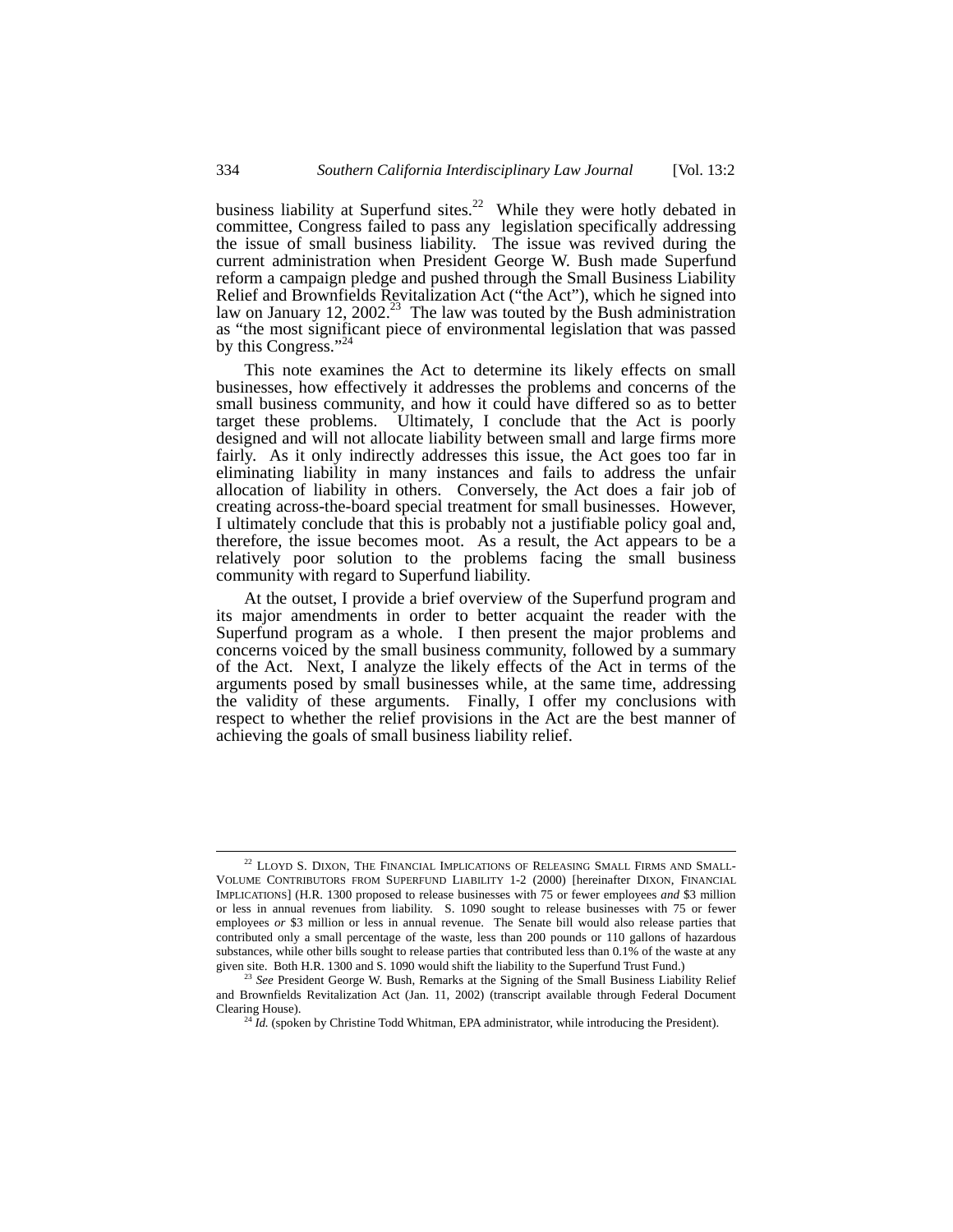business liability at Superfund sites.[22] While they were hotly debated in committee, Congress failed to pass any legislation specifically addressing the issue of small business liability. The issue was revived during the current administration when President George W. Bush made Superfund reform a campaign pledge and pushed through the Small Business Liability Relief and Brownfields Revitalization Act ("the Act"), which he signed into law on January 12, 2002.[23] The law was touted by the Bush administration as "the most significant piece of environmental legislation that was passed by this Congress."[24]

This note examines the Act to determine its likely effects on small businesses, how effectively it addresses the problems and concerns of the small business community, and how it could have differed so as to better target these problems. Ultimately, I conclude that the Act is poorly designed and will not allocate liability between small and large firms more fairly. As it only indirectly addresses this issue, the Act goes too far in eliminating liability in many instances and fails to address the unfair allocation of liability in others. Conversely, the Act does a fair job of creating across-the-board special treatment for small businesses. However, I ultimately conclude that this is probably not a justifiable policy goal and, therefore, the issue becomes moot. As a result, the Act appears to be a relatively poor solution to the problems facing the small business community with regard to Superfund liability.

At the outset, I provide a brief overview of the Superfund program and its major amendments in order to better acquaint the reader with the Superfund program as a whole. I then present the major problems and concerns voiced by the small business community, followed by a summary of the Act. Next, I analyze the likely effects of the Act in terms of the arguments posed by small businesses while, at the same time, addressing the validity of these arguments. Finally, I offer my conclusions with respect to whether the relief provisions in the Act are the best manner of achieving the goals of small business liability relief.

---

[22] Lloyd S. Dixon, The Financial Implications of Releasing Small Firms and Small-Volume Contributors from Superfund Liability 1-2 (2000) [hereinafter Dixon, Financial Implications] (H.R. 1300 proposed to release businesses with 75 or fewer employees *and* \$3 million or less in annual revenues from liability. S. 1090 sought to release businesses with 75 or fewer employees *or* \$3 million or less in annual revenue. The Senate bill would also release parties that contributed only a small percentage of the waste, less than 200 pounds or 110 gallons of hazardous substances, while other bills sought to release parties that contributed less than 0.1% of the waste at any given site. Both H.R. 1300 and S. 1090 would shift the liability to the Superfund Trust Fund.)

[23] *See* President George W. Bush, Remarks at the Signing of the Small Business Liability Relief and Brownfields Revitalization Act (Jan. 11, 2002) (transcript available through Federal Document Clearing House).

[24] *Id.* (spoken by Christine Todd Whitman, EPA administrator, while introducing the President).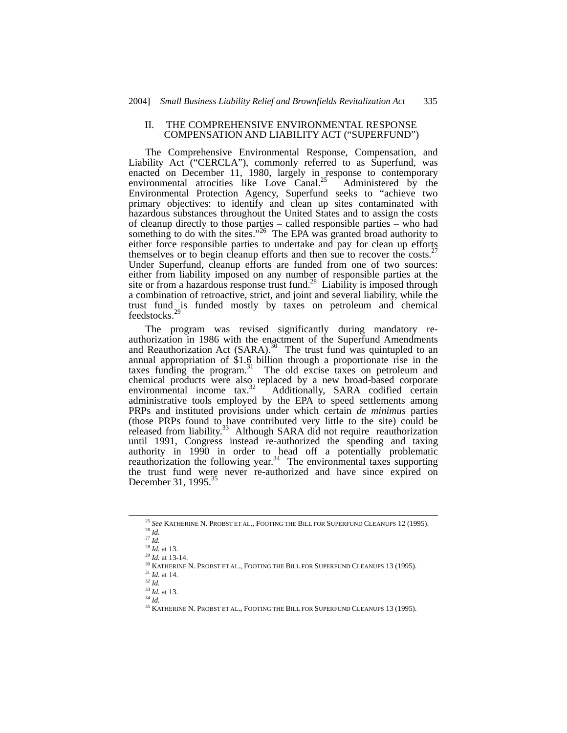## II. THE COMPREHENSIVE ENVIRONMENTAL RESPONSE COMPENSATION AND LIABILITY ACT ("SUPERFUND")

The Comprehensive Environmental Response, Compensation, and Liability Act ("CERCLA"), commonly referred to as Superfund, was enacted on December 11, 1980, largely in response to contemporary environmental atrocities like Love Canal.[25] Administered by the Environmental Protection Agency, Superfund seeks to "achieve two primary objectives: to identify and clean up sites contaminated with hazardous substances throughout the United States and to assign the costs of cleanup directly to those parties – called responsible parties – who had something to do with the sites."[26] The EPA was granted broad authority to either force responsible parties to undertake and pay for clean up efforts themselves or to begin cleanup efforts and then sue to recover the costs.[27] Under Superfund, cleanup efforts are funded from one of two sources: either from liability imposed on any number of responsible parties at the site or from a hazardous response trust fund.[28] Liability is imposed through a combination of retroactive, strict, and joint and several liability, while the trust fund is funded mostly by taxes on petroleum and chemical feedstocks.[29]

The program was revised significantly during mandatory re-authorization in 1986 with the enactment of the Superfund Amendments and Reauthorization Act (SARA).[30] The trust fund was quintupled to an annual appropriation of $1.6 billion through a proportionate rise in the taxes funding the program.[31] The old excise taxes on petroleum and chemical products were also replaced by a new broad-based corporate environmental income tax.[32] Additionally, SARA codified certain administrative tools employed by the EPA to speed settlements among PRPs and instituted provisions under which certain *de minimus* parties (those PRPs found to have contributed very little to the site) could be released from liability.[33] Although SARA did not require reauthorization until 1991, Congress instead re-authorized the spending and taxing authority in 1990 in order to head off a potentially problematic reauthorization the following year.[34] The environmental taxes supporting the trust fund were never re-authorized and have since expired on December 31, 1995.[35]

---

[25] *See* KATHERINE N. PROBST ET AL., FOOTING THE BILL FOR SUPERFUND CLEANUPS 12 (1995).
[26] *Id.*
[27] *Id.*
[28] *Id.* at 13.
[29] *Id.* at 13-14.
[30] KATHERINE N. PROBST ET AL., FOOTING THE BILL FOR SUPERFUND CLEANUPS 13 (1995).
[31] *Id.* at 14.
[32] *Id.*
[33] *Id.* at 13.
[34] *Id.*
[35] KATHERINE N. PROBST ET AL., FOOTING THE BILL FOR SUPERFUND CLEANUPS 13 (1995).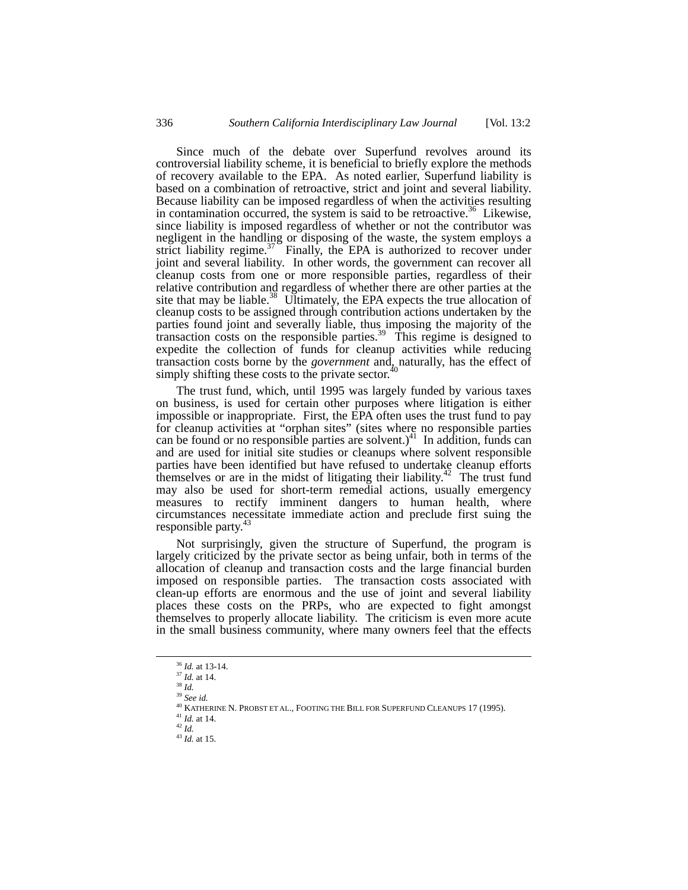Since much of the debate over Superfund revolves around its controversial liability scheme, it is beneficial to briefly explore the methods of recovery available to the EPA. As noted earlier, Superfund liability is based on a combination of retroactive, strict and joint and several liability. Because liability can be imposed regardless of when the activities resulting in contamination occurred, the system is said to be retroactive.[36] Likewise, since liability is imposed regardless of whether or not the contributor was negligent in the handling or disposing of the waste, the system employs a strict liability regime.[37] Finally, the EPA is authorized to recover under joint and several liability. In other words, the government can recover all cleanup costs from one or more responsible parties, regardless of their relative contribution and regardless of whether there are other parties at the site that may be liable.[38] Ultimately, the EPA expects the true allocation of cleanup costs to be assigned through contribution actions undertaken by the parties found joint and severally liable, thus imposing the majority of the transaction costs on the responsible parties.[39] This regime is designed to expedite the collection of funds for cleanup activities while reducing transaction costs borne by the *government* and, naturally, has the effect of simply shifting these costs to the private sector.[40]

The trust fund, which, until 1995 was largely funded by various taxes on business, is used for certain other purposes where litigation is either impossible or inappropriate. First, the EPA often uses the trust fund to pay for cleanup activities at "orphan sites" (sites where no responsible parties can be found or no responsible parties are solvent.)[41] In addition, funds can and are used for initial site studies or cleanups where solvent responsible parties have been identified but have refused to undertake cleanup efforts themselves or are in the midst of litigating their liability.[42] The trust fund may also be used for short-term remedial actions, usually emergency measures to rectify imminent dangers to human health, where circumstances necessitate immediate action and preclude first suing the responsible party.[43]

Not surprisingly, given the structure of Superfund, the program is largely criticized by the private sector as being unfair, both in terms of the allocation of cleanup and transaction costs and the large financial burden imposed on responsible parties. The transaction costs associated with clean-up efforts are enormous and the use of joint and several liability places these costs on the PRPs, who are expected to fight amongst themselves to properly allocate liability. The criticism is even more acute in the small business community, where many owners feel that the effects

---

[36] *Id.* at 13-14.
[37] *Id.* at 14.
[38] *Id.*
[39] *See id.*
[40] KATHERINE N. PROBST ET AL., FOOTING THE BILL FOR SUPERFUND CLEANUPS 17 (1995).
[41] *Id.* at 14.
[42] *Id.*
[43] *Id.* at 15.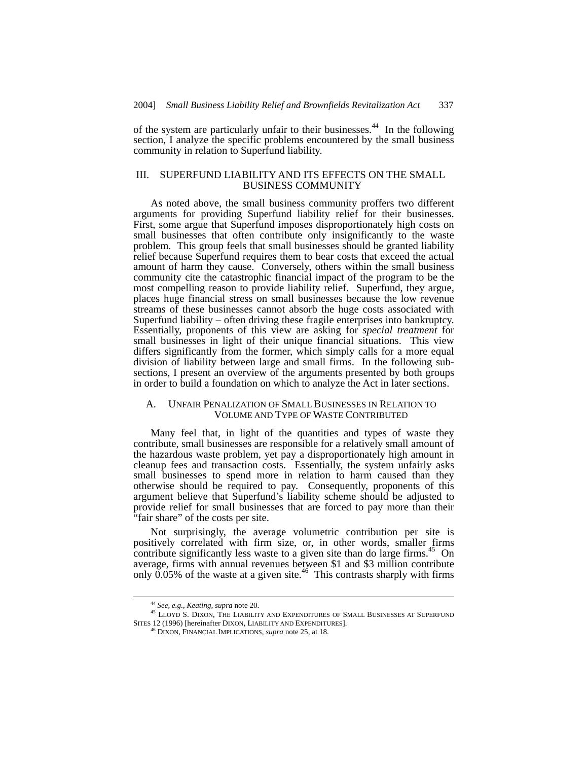of the system are particularly unfair to their businesses.[44] In the following section, I analyze the specific problems encountered by the small business community in relation to Superfund liability.

## III. SUPERFUND LIABILITY AND ITS EFFECTS ON THE SMALL BUSINESS COMMUNITY

As noted above, the small business community proffers two different arguments for providing Superfund liability relief for their businesses. First, some argue that Superfund imposes disproportionately high costs on small businesses that often contribute only insignificantly to the waste problem. This group feels that small businesses should be granted liability relief because Superfund requires them to bear costs that exceed the actual amount of harm they cause. Conversely, others within the small business community cite the catastrophic financial impact of the program to be the most compelling reason to provide liability relief. Superfund, they argue, places huge financial stress on small businesses because the low revenue streams of these businesses cannot absorb the huge costs associated with Superfund liability – often driving these fragile enterprises into bankruptcy. Essentially, proponents of this view are asking for *special treatment* for small businesses in light of their unique financial situations. This view differs significantly from the former, which simply calls for a more equal division of liability between large and small firms. In the following sub-sections, I present an overview of the arguments presented by both groups in order to build a foundation on which to analyze the Act in later sections.

### A. UNFAIR PENALIZATION OF SMALL BUSINESSES IN RELATION TO VOLUME AND TYPE OF WASTE CONTRIBUTED

Many feel that, in light of the quantities and types of waste they contribute, small businesses are responsible for a relatively small amount of the hazardous waste problem, yet pay a disproportionately high amount in cleanup fees and transaction costs. Essentially, the system unfairly asks small businesses to spend more in relation to harm caused than they otherwise should be required to pay. Consequently, proponents of this argument believe that Superfund's liability scheme should be adjusted to provide relief for small businesses that are forced to pay more than their "fair share" of the costs per site.

Not surprisingly, the average volumetric contribution per site is positively correlated with firm size, or, in other words, smaller firms contribute significantly less waste to a given site than do large firms.[45] On average, firms with annual revenues between \$1 and \$3 million contribute only 0.05% of the waste at a given site.[46] This contrasts sharply with firms

---

[44] *See, e.g.*, *Keating*, *supra* note 20.

[45] LLOYD S. DIXON, THE LIABILITY AND EXPENDITURES OF SMALL BUSINESSES AT SUPERFUND SITES 12 (1996) [hereinafter DIXON, LIABILITY AND EXPENDITURES].

[46] DIXON, FINANCIAL IMPLICATIONS, *supra* note 25, at 18.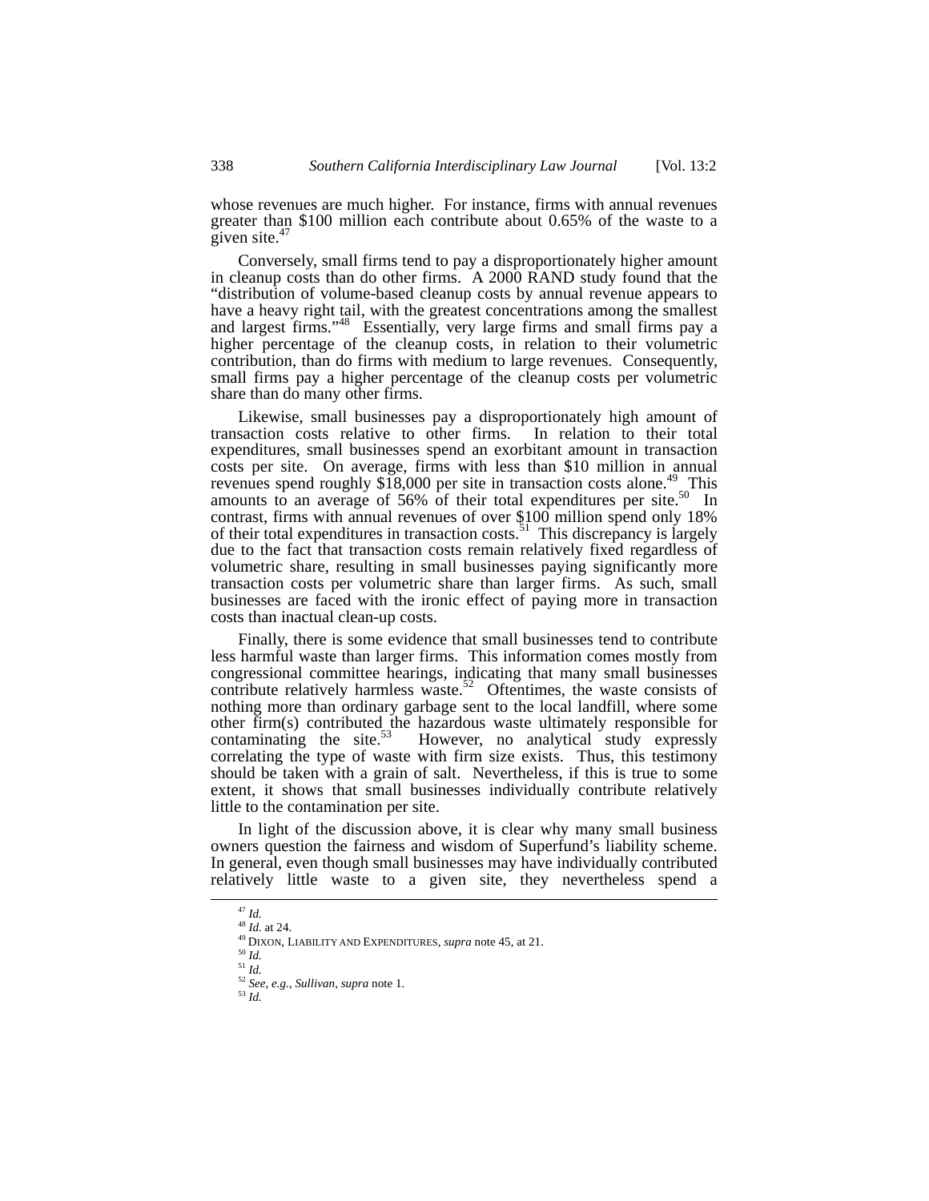whose revenues are much higher. For instance, firms with annual revenues greater than $100 million each contribute about 0.65% of the waste to a given site.[47]

Conversely, small firms tend to pay a disproportionately higher amount in cleanup costs than do other firms. A 2000 RAND study found that the "distribution of volume-based cleanup costs by annual revenue appears to have a heavy right tail, with the greatest concentrations among the smallest and largest firms."[48] Essentially, very large firms and small firms pay a higher percentage of the cleanup costs, in relation to their volumetric contribution, than do firms with medium to large revenues. Consequently, small firms pay a higher percentage of the cleanup costs per volumetric share than do many other firms.

Likewise, small businesses pay a disproportionately high amount of transaction costs relative to other firms. In relation to their total expenditures, small businesses spend an exorbitant amount in transaction costs per site. On average, firms with less than $10 million in annual revenues spend roughly $18,000 per site in transaction costs alone.[49] This amounts to an average of 56% of their total expenditures per site.[50] In contrast, firms with annual revenues of over $100 million spend only 18% of their total expenditures in transaction costs.[51] This discrepancy is largely due to the fact that transaction costs remain relatively fixed regardless of volumetric share, resulting in small businesses paying significantly more transaction costs per volumetric share than larger firms. As such, small businesses are faced with the ironic effect of paying more in transaction costs than inactual clean-up costs.

Finally, there is some evidence that small businesses tend to contribute less harmful waste than larger firms. This information comes mostly from congressional committee hearings, indicating that many small businesses contribute relatively harmless waste.[52] Oftentimes, the waste consists of nothing more than ordinary garbage sent to the local landfill, where some other firm(s) contributed the hazardous waste ultimately responsible for contaminating the site.[53] However, no analytical study expressly correlating the type of waste with firm size exists. Thus, this testimony should be taken with a grain of salt. Nevertheless, if this is true to some extent, it shows that small businesses individually contribute relatively little to the contamination per site.

In light of the discussion above, it is clear why many small business owners question the fairness and wisdom of Superfund's liability scheme. In general, even though small businesses may have individually contributed relatively little waste to a given site, they nevertheless spend a

---

[47] *Id.*

[48] *Id.* at 24.

[49] DIXON, LIABILITY AND EXPENDITURES, *supra* note 45, at 21.

[50] *Id.*

[51] *Id.*

[52] *See, e.g.*, *Sullivan*, *supra* note 1.

[53] *Id.*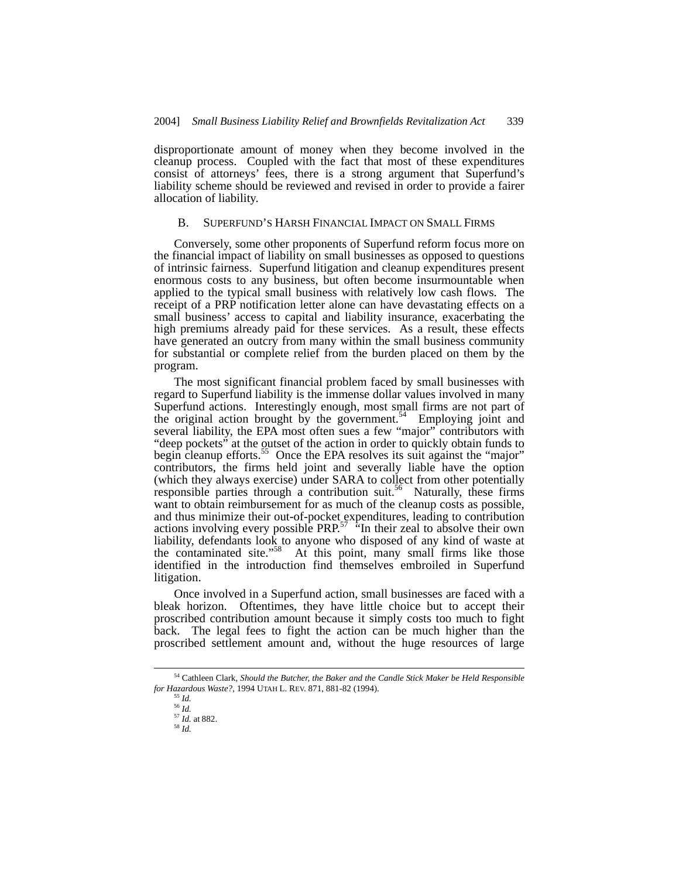disproportionate amount of money when they become involved in the cleanup process. Coupled with the fact that most of these expenditures consist of attorneys' fees, there is a strong argument that Superfund's liability scheme should be reviewed and revised in order to provide a fairer allocation of liability.

### B. SUPERFUND'S HARSH FINANCIAL IMPACT ON SMALL FIRMS

Conversely, some other proponents of Superfund reform focus more on the financial impact of liability on small businesses as opposed to questions of intrinsic fairness. Superfund litigation and cleanup expenditures present enormous costs to any business, but often become insurmountable when applied to the typical small business with relatively low cash flows. The receipt of a PRP notification letter alone can have devastating effects on a small business' access to capital and liability insurance, exacerbating the high premiums already paid for these services. As a result, these effects have generated an outcry from many within the small business community for substantial or complete relief from the burden placed on them by the program.

The most significant financial problem faced by small businesses with regard to Superfund liability is the immense dollar values involved in many Superfund actions. Interestingly enough, most small firms are not part of the original action brought by the government.[54] Employing joint and several liability, the EPA most often sues a few "major" contributors with "deep pockets" at the outset of the action in order to quickly obtain funds to begin cleanup efforts.[55] Once the EPA resolves its suit against the "major" contributors, the firms held joint and severally liable have the option (which they always exercise) under SARA to collect from other potentially responsible parties through a contribution suit.[56] Naturally, these firms want to obtain reimbursement for as much of the cleanup costs as possible, and thus minimize their out-of-pocket expenditures, leading to contribution actions involving every possible PRP.[57] "In their zeal to absolve their own liability, defendants look to anyone who disposed of any kind of waste at the contaminated site."[58] At this point, many small firms like those identified in the introduction find themselves embroiled in Superfund litigation.

Once involved in a Superfund action, small businesses are faced with a bleak horizon. Oftentimes, they have little choice but to accept their proscribed contribution amount because it simply costs too much to fight back. The legal fees to fight the action can be much higher than the proscribed settlement amount and, without the huge resources of large

---

[54] Cathleen Clark, *Should the Butcher, the Baker and the Candle Stick Maker be Held Responsible for Hazardous Waste?*, 1994 UTAH L. REV. 871, 881-82 (1994).

[55] *Id.*

[56] *Id.*

[57] *Id.* at 882.

[58] *Id.*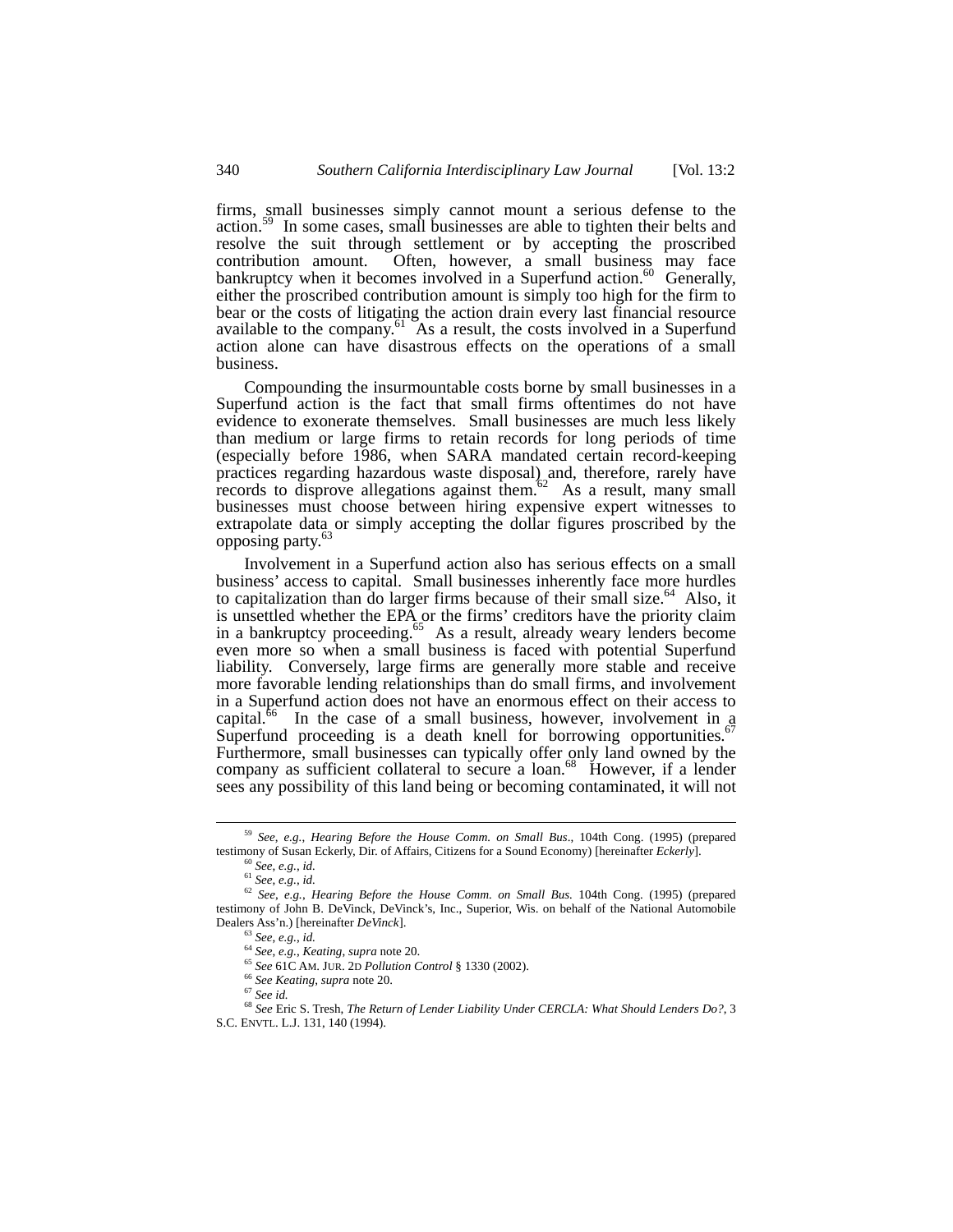firms, small businesses simply cannot mount a serious defense to the action.[59] In some cases, small businesses are able to tighten their belts and resolve the suit through settlement or by accepting the proscribed contribution amount. Often, however, a small business may face bankruptcy when it becomes involved in a Superfund action.[60] Generally, either the proscribed contribution amount is simply too high for the firm to bear or the costs of litigating the action drain every last financial resource available to the company.[61] As a result, the costs involved in a Superfund action alone can have disastrous effects on the operations of a small business.

Compounding the insurmountable costs borne by small businesses in a Superfund action is the fact that small firms oftentimes do not have evidence to exonerate themselves. Small businesses are much less likely than medium or large firms to retain records for long periods of time (especially before 1986, when SARA mandated certain record-keeping practices regarding hazardous waste disposal) and, therefore, rarely have records to disprove allegations against them.[62] As a result, many small businesses must choose between hiring expensive expert witnesses to extrapolate data or simply accepting the dollar figures proscribed by the opposing party.[63]

Involvement in a Superfund action also has serious effects on a small business' access to capital. Small businesses inherently face more hurdles to capitalization than do larger firms because of their small size.[64] Also, it is unsettled whether the EPA or the firms' creditors have the priority claim in a bankruptcy proceeding.[65] As a result, already weary lenders become even more so when a small business is faced with potential Superfund liability. Conversely, large firms are generally more stable and receive more favorable lending relationships than do small firms, and involvement in a Superfund action does not have an enormous effect on their access to capital.[66] In the case of a small business, however, involvement in a Superfund proceeding is a death knell for borrowing opportunities.[67] Furthermore, small businesses can typically offer only land owned by the company as sufficient collateral to secure a loan.[68] However, if a lender sees any possibility of this land being or becoming contaminated, it will not

---

[59] *See, e.g.*, *Hearing Before the House Comm. on Small Bus*., 104th Cong. (1995) (prepared testimony of Susan Eckerly, Dir. of Affairs, Citizens for a Sound Economy) [hereinafter *Eckerly*].

[60] *See, e.g.*, *id.*

[61] *See, e.g.*, *id.*

[62] *See, e.g.*, *Hearing Before the House Comm. on Small Bus.* 104th Cong. (1995) (prepared testimony of John B. DeVinck, DeVinck's, Inc., Superior, Wis. on behalf of the National Automobile Dealers Ass'n.) [hereinafter *DeVinck*].

[63] *See, e.g.*, *id.*

[64] *See, e.g.*, *Keating*, *supra* note 20.

[65] *See* 61C AM. JUR. 2D *Pollution Control* § 1330 (2002).

[66] *See Keating*, *supra* note 20.

[67] *See id.*

[68] *See* Eric S. Tresh, *The Return of Lender Liability Under CERCLA: What Should Lenders Do?*, 3 S.C. ENVTL. L.J. 131, 140 (1994).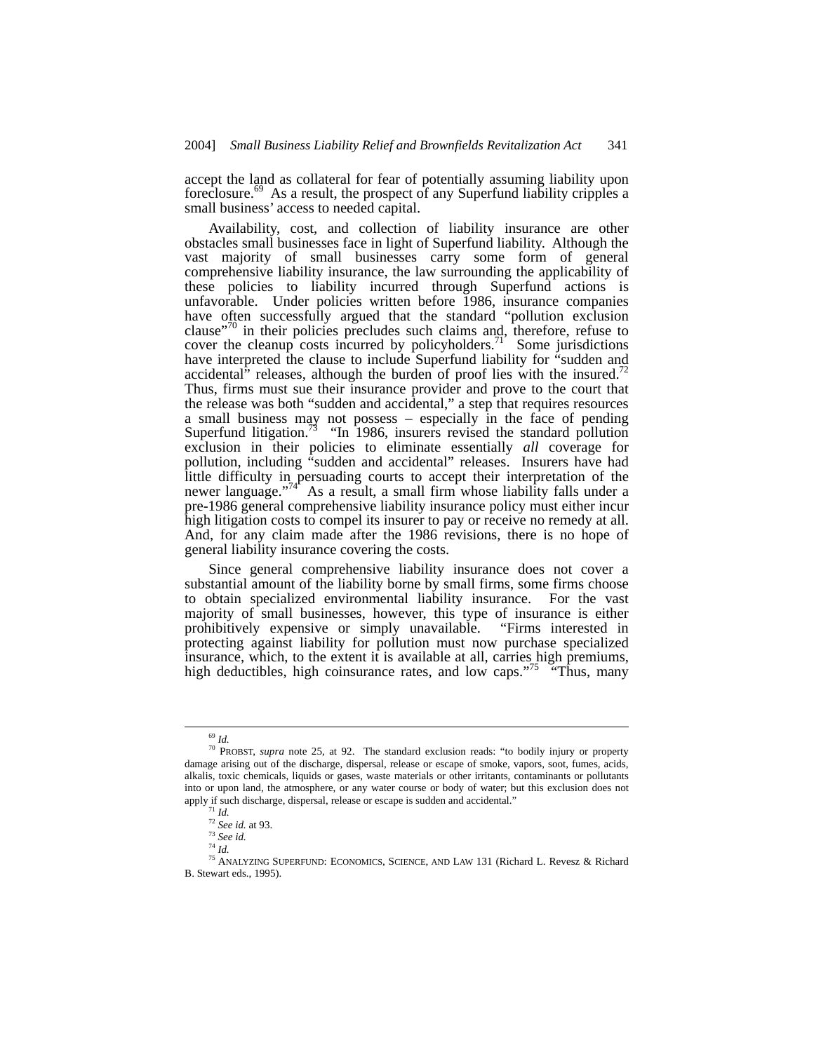accept the land as collateral for fear of potentially assuming liability upon foreclosure.[69] As a result, the prospect of any Superfund liability cripples a small business' access to needed capital.

Availability, cost, and collection of liability insurance are other obstacles small businesses face in light of Superfund liability. Although the vast majority of small businesses carry some form of general comprehensive liability insurance, the law surrounding the applicability of these policies to liability incurred through Superfund actions is unfavorable. Under policies written before 1986, insurance companies have often successfully argued that the standard "pollution exclusion clause"[70] in their policies precludes such claims and, therefore, refuse to cover the cleanup costs incurred by policyholders.[71] Some jurisdictions have interpreted the clause to include Superfund liability for "sudden and accidental" releases, although the burden of proof lies with the insured.[72] Thus, firms must sue their insurance provider and prove to the court that the release was both "sudden and accidental," a step that requires resources a small business may not possess – especially in the face of pending Superfund litigation.[73] "In 1986, insurers revised the standard pollution exclusion in their policies to eliminate essentially *all* coverage for pollution, including "sudden and accidental" releases. Insurers have had little difficulty in persuading courts to accept their interpretation of the newer language."[74] As a result, a small firm whose liability falls under a pre-1986 general comprehensive liability insurance policy must either incur high litigation costs to compel its insurer to pay or receive no remedy at all. And, for any claim made after the 1986 revisions, there is no hope of general liability insurance covering the costs.

Since general comprehensive liability insurance does not cover a substantial amount of the liability borne by small firms, some firms choose to obtain specialized environmental liability insurance. For the vast majority of small businesses, however, this type of insurance is either prohibitively expensive or simply unavailable. "Firms interested in protecting against liability for pollution must now purchase specialized insurance, which, to the extent it is available at all, carries high premiums, high deductibles, high coinsurance rates, and low caps."[75] "Thus, many

---

[69] *Id.*

[70] PROBST, *supra* note 25, at 92. The standard exclusion reads: "to bodily injury or property damage arising out of the discharge, dispersal, release or escape of smoke, vapors, soot, fumes, acids, alkalis, toxic chemicals, liquids or gases, waste materials or other irritants, contaminants or pollutants into or upon land, the atmosphere, or any water course or body of water; but this exclusion does not apply if such discharge, dispersal, release or escape is sudden and accidental."

[71] *Id.*

[72] *See id.* at 93.

[73] *See id.*

[74] *Id.*

[75] ANALYZING SUPERFUND: ECONOMICS, SCIENCE, AND LAW 131 (Richard L. Revesz & Richard B. Stewart eds., 1995).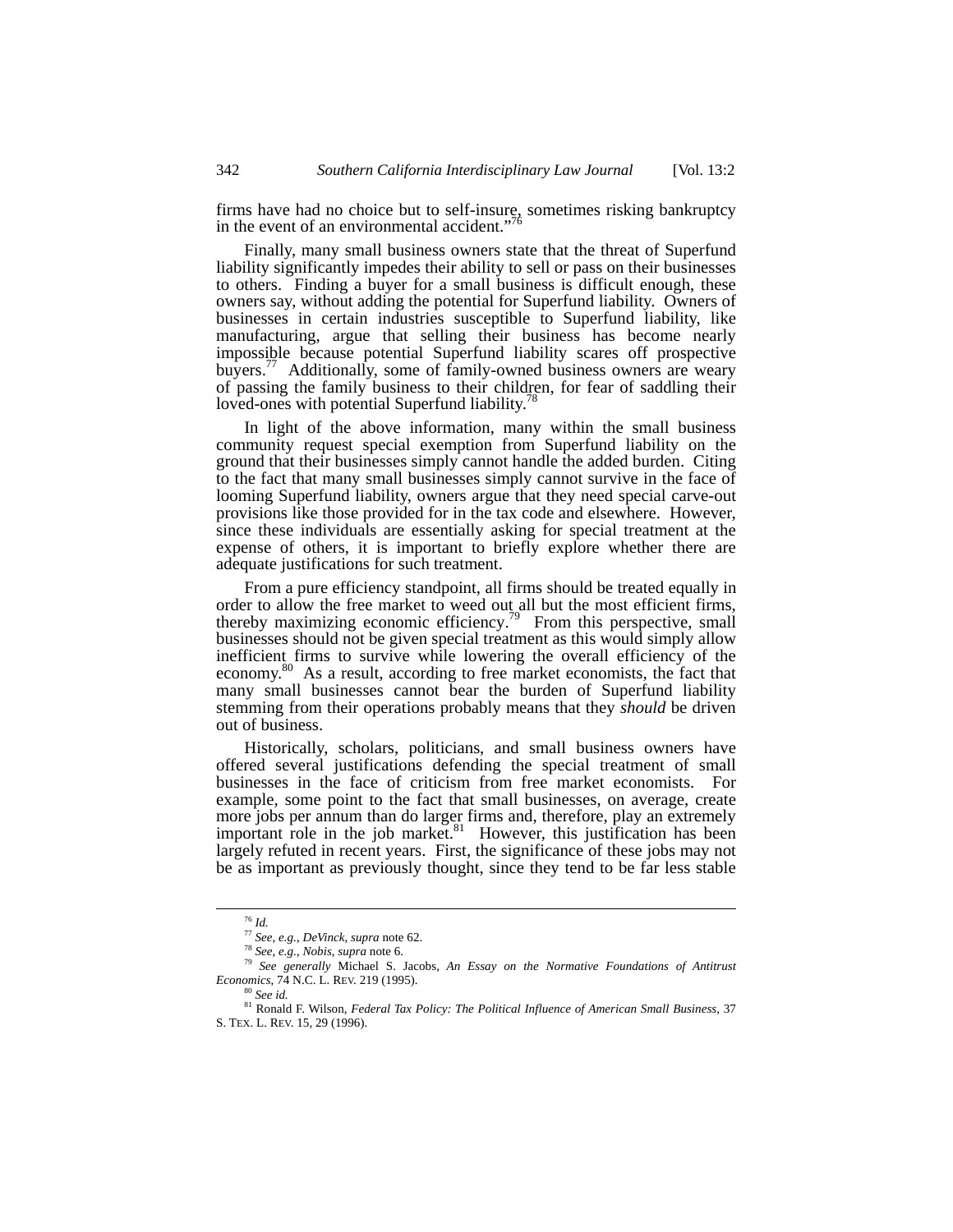firms have had no choice but to self-insure, sometimes risking bankruptcy in the event of an environmental accident."[76]

Finally, many small business owners state that the threat of Superfund liability significantly impedes their ability to sell or pass on their businesses to others. Finding a buyer for a small business is difficult enough, these owners say, without adding the potential for Superfund liability. Owners of businesses in certain industries susceptible to Superfund liability, like manufacturing, argue that selling their business has become nearly impossible because potential Superfund liability scares off prospective buyers.[77] Additionally, some of family-owned business owners are weary of passing the family business to their children, for fear of saddling their loved-ones with potential Superfund liability.[78]

In light of the above information, many within the small business community request special exemption from Superfund liability on the ground that their businesses simply cannot handle the added burden. Citing to the fact that many small businesses simply cannot survive in the face of looming Superfund liability, owners argue that they need special carve-out provisions like those provided for in the tax code and elsewhere. However, since these individuals are essentially asking for special treatment at the expense of others, it is important to briefly explore whether there are adequate justifications for such treatment.

From a pure efficiency standpoint, all firms should be treated equally in order to allow the free market to weed out all but the most efficient firms, thereby maximizing economic efficiency.[79] From this perspective, small businesses should not be given special treatment as this would simply allow inefficient firms to survive while lowering the overall efficiency of the economy.[80] As a result, according to free market economists, the fact that many small businesses cannot bear the burden of Superfund liability stemming from their operations probably means that they *should* be driven out of business.

Historically, scholars, politicians, and small business owners have offered several justifications defending the special treatment of small businesses in the face of criticism from free market economists. For example, some point to the fact that small businesses, on average, create more jobs per annum than do larger firms and, therefore, play an extremely important role in the job market.[81] However, this justification has been largely refuted in recent years. First, the significance of these jobs may not be as important as previously thought, since they tend to be far less stable

---

[76] *Id.*

[77] *See, e.g.*, *DeVinck*, *supra* note 62.

[78] *See, e.g.*, *Nobis*, *supra* note 6.

[79] *See generally* Michael S. Jacobs, *An Essay on the Normative Foundations of Antitrust Economics*, 74 N.C. L. REV. 219 (1995).

[80] *See id.*

[81] Ronald F. Wilson, *Federal Tax Policy: The Political Influence of American Small Business*, 37 S. TEX. L. REV. 15, 29 (1996).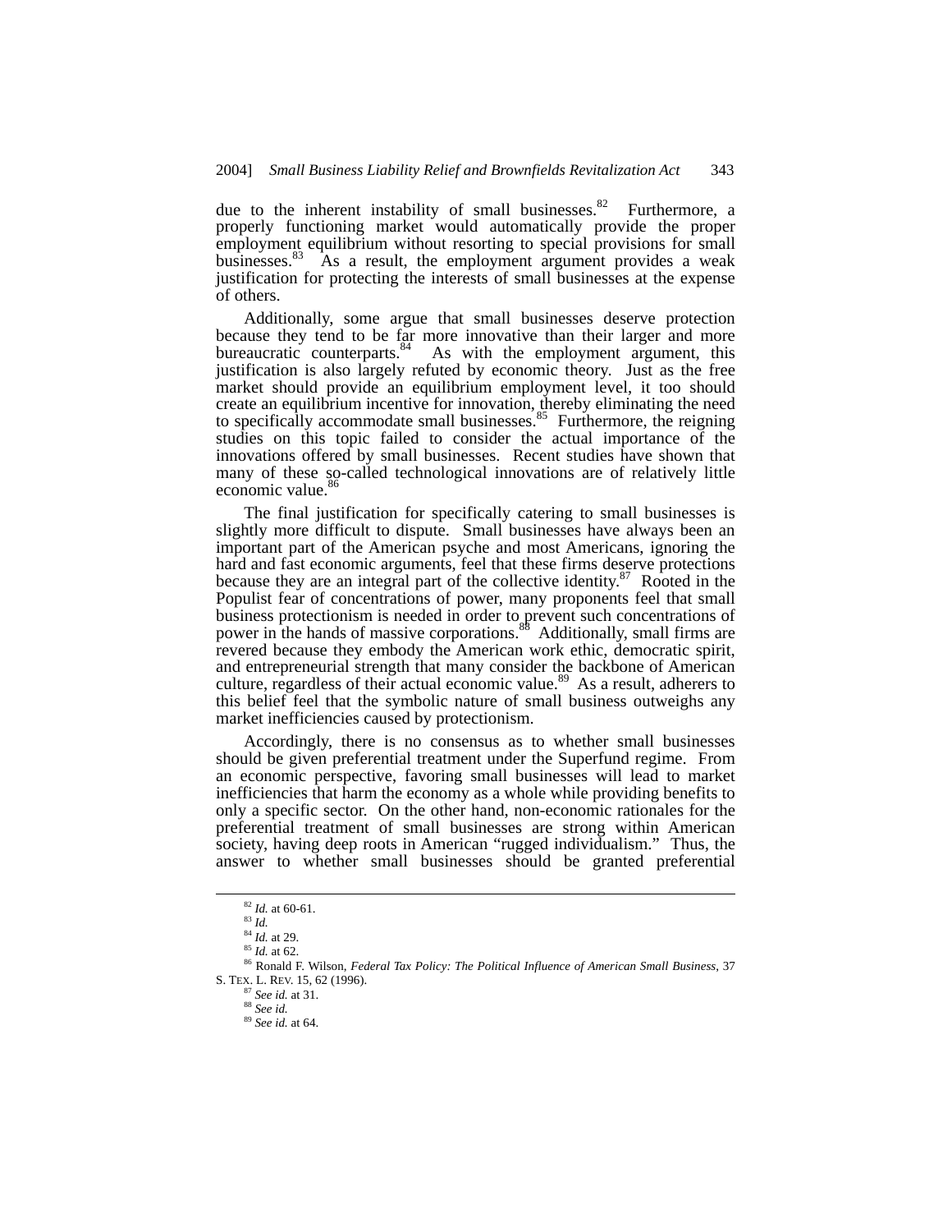due to the inherent instability of small businesses.[82] Furthermore, a properly functioning market would automatically provide the proper employment equilibrium without resorting to special provisions for small businesses.[83] As a result, the employment argument provides a weak justification for protecting the interests of small businesses at the expense of others.

Additionally, some argue that small businesses deserve protection because they tend to be far more innovative than their larger and more bureaucratic counterparts.[84] As with the employment argument, this justification is also largely refuted by economic theory. Just as the free market should provide an equilibrium employment level, it too should create an equilibrium incentive for innovation, thereby eliminating the need to specifically accommodate small businesses.[85] Furthermore, the reigning studies on this topic failed to consider the actual importance of the innovations offered by small businesses. Recent studies have shown that many of these so-called technological innovations are of relatively little economic value.[86]

The final justification for specifically catering to small businesses is slightly more difficult to dispute. Small businesses have always been an important part of the American psyche and most Americans, ignoring the hard and fast economic arguments, feel that these firms deserve protections because they are an integral part of the collective identity.[87] Rooted in the Populist fear of concentrations of power, many proponents feel that small business protectionism is needed in order to prevent such concentrations of power in the hands of massive corporations.[88] Additionally, small firms are revered because they embody the American work ethic, democratic spirit, and entrepreneurial strength that many consider the backbone of American culture, regardless of their actual economic value.[89] As a result, adherents to this belief feel that the symbolic nature of small business outweighs any market inefficiencies caused by protectionism.

Accordingly, there is no consensus as to whether small businesses should be given preferential treatment under the Superfund regime. From an economic perspective, favoring small businesses will lead to market inefficiencies that harm the economy as a whole while providing benefits to only a specific sector. On the other hand, non-economic rationales for the preferential treatment of small businesses are strong within American society, having deep roots in American "rugged individualism." Thus, the answer to whether small businesses should be granted preferential

---

[82] *Id.* at 60-61.

[83] *Id.*

[84] *Id.* at 29.

[85] *Id.* at 62.

[86] Ronald F. Wilson, *Federal Tax Policy: The Political Influence of American Small Business*, 37 S. TEX. L. REV. 15, 62 (1996).

[87] *See id.* at 31.

[88] *See id.*

[89] *See id.* at 64.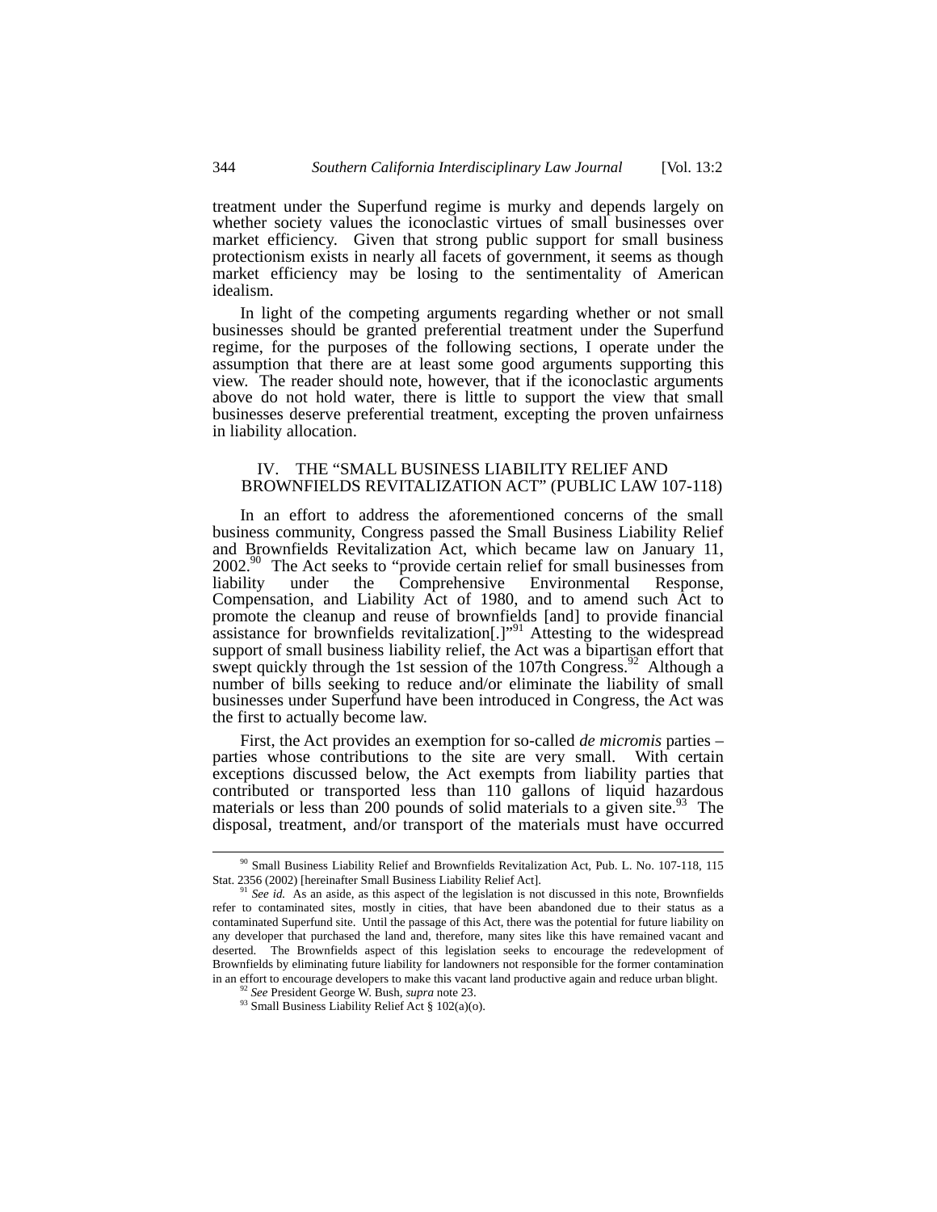treatment under the Superfund regime is murky and depends largely on whether society values the iconoclastic virtues of small businesses over market efficiency. Given that strong public support for small business protectionism exists in nearly all facets of government, it seems as though market efficiency may be losing to the sentimentality of American idealism.

In light of the competing arguments regarding whether or not small businesses should be granted preferential treatment under the Superfund regime, for the purposes of the following sections, I operate under the assumption that there are at least some good arguments supporting this view. The reader should note, however, that if the iconoclastic arguments above do not hold water, there is little to support the view that small businesses deserve preferential treatment, excepting the proven unfairness in liability allocation.

## IV. THE "SMALL BUSINESS LIABILITY RELIEF AND BROWNFIELDS REVITALIZATION ACT" (PUBLIC LAW 107-118)

In an effort to address the aforementioned concerns of the small business community, Congress passed the Small Business Liability Relief and Brownfields Revitalization Act, which became law on January 11, 2002.[90] The Act seeks to "provide certain relief for small businesses from liability under the Comprehensive Environmental Response, Compensation, and Liability Act of 1980, and to amend such Act to promote the cleanup and reuse of brownfields [and] to provide financial assistance for brownfields revitalization[.]"[91] Attesting to the widespread support of small business liability relief, the Act was a bipartisan effort that swept quickly through the 1st session of the 107th Congress.[92] Although a number of bills seeking to reduce and/or eliminate the liability of small businesses under Superfund have been introduced in Congress, the Act was the first to actually become law.

First, the Act provides an exemption for so-called *de micromis* parties – parties whose contributions to the site are very small. With certain exceptions discussed below, the Act exempts from liability parties that contributed or transported less than 110 gallons of liquid hazardous materials or less than 200 pounds of solid materials to a given site.[93] The disposal, treatment, and/or transport of the materials must have occurred

---

[90] Small Business Liability Relief and Brownfields Revitalization Act, Pub. L. No. 107-118, 115 Stat. 2356 (2002) [hereinafter Small Business Liability Relief Act].

[91] *See id.* As an aside, as this aspect of the legislation is not discussed in this note, Brownfields refer to contaminated sites, mostly in cities, that have been abandoned due to their status as a contaminated Superfund site. Until the passage of this Act, there was the potential for future liability on any developer that purchased the land and, therefore, many sites like this have remained vacant and deserted. The Brownfields aspect of this legislation seeks to encourage the redevelopment of Brownfields by eliminating future liability for landowners not responsible for the former contamination in an effort to encourage developers to make this vacant land productive again and reduce urban blight.

[92] *See* President George W. Bush, *supra* note 23.

[93] Small Business Liability Relief Act § 102(a)(o).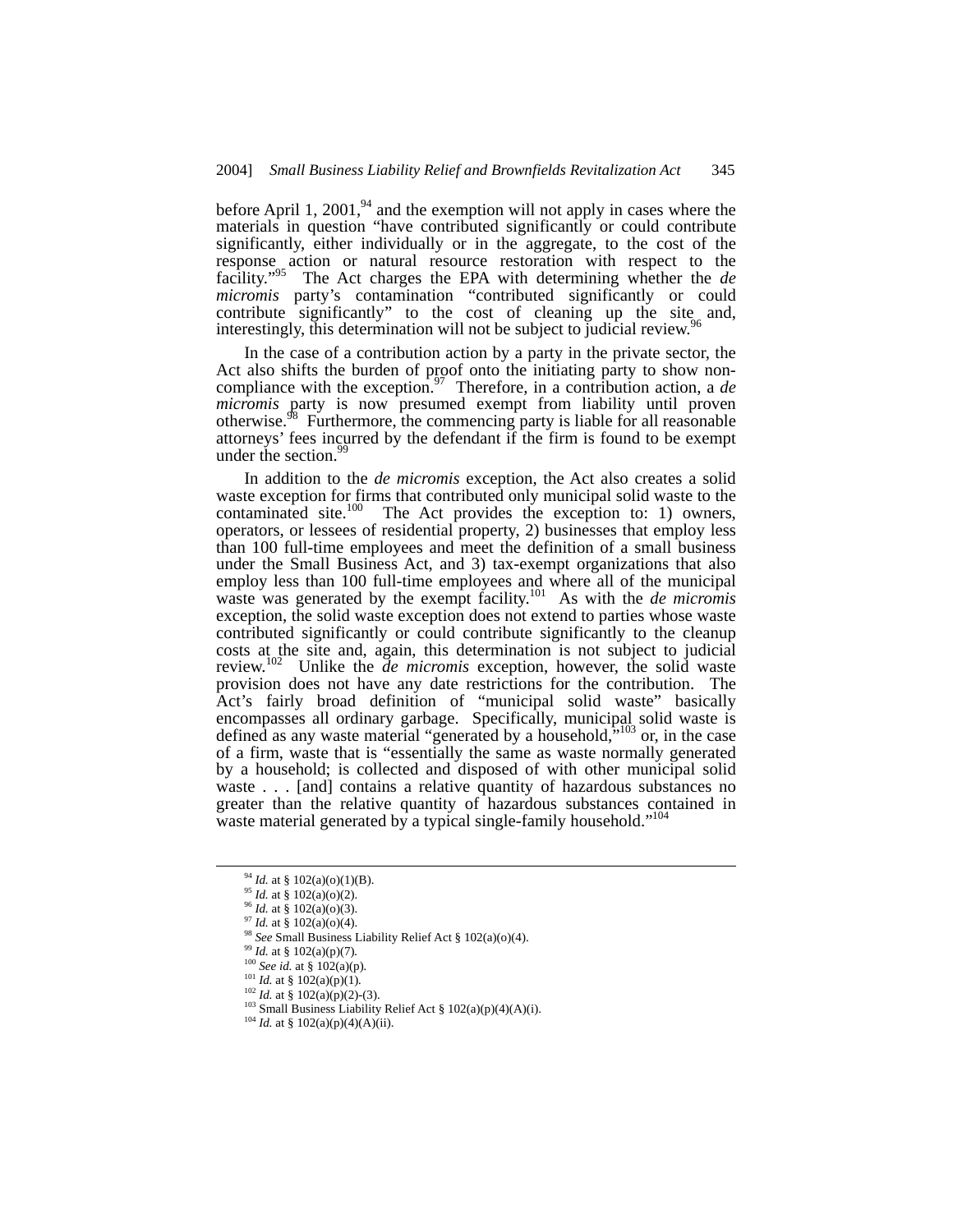before April 1, 2001,[94] and the exemption will not apply in cases where the materials in question "have contributed significantly or could contribute significantly, either individually or in the aggregate, to the cost of the response action or natural resource restoration with respect to the facility."[95] The Act charges the EPA with determining whether the *de micromis* party's contamination "contributed significantly or could contribute significantly" to the cost of cleaning up the site and, interestingly, this determination will not be subject to judicial review.[96]

In the case of a contribution action by a party in the private sector, the Act also shifts the burden of proof onto the initiating party to show non-compliance with the exception.[97] Therefore, in a contribution action, a *de micromis* party is now presumed exempt from liability until proven otherwise.[98] Furthermore, the commencing party is liable for all reasonable attorneys' fees incurred by the defendant if the firm is found to be exempt under the section.[99]

In addition to the *de micromis* exception, the Act also creates a solid waste exception for firms that contributed only municipal solid waste to the contaminated site.[100] The Act provides the exception to: 1) owners, operators, or lessees of residential property, 2) businesses that employ less than 100 full-time employees and meet the definition of a small business under the Small Business Act, and 3) tax-exempt organizations that also employ less than 100 full-time employees and where all of the municipal waste was generated by the exempt facility.[101] As with the *de micromis* exception, the solid waste exception does not extend to parties whose waste contributed significantly or could contribute significantly to the cleanup costs at the site and, again, this determination is not subject to judicial review.[102] Unlike the *de micromis* exception, however, the solid waste provision does not have any date restrictions for the contribution. The Act's fairly broad definition of "municipal solid waste" basically encompasses all ordinary garbage. Specifically, municipal solid waste is defined as any waste material "generated by a household,"[103] or, in the case of a firm, waste that is "essentially the same as waste normally generated by a household; is collected and disposed of with other municipal solid waste . . . [and] contains a relative quantity of hazardous substances no greater than the relative quantity of hazardous substances contained in waste material generated by a typical single-family household."[104]

---

[94] *Id.* at § 102(a)(o)(1)(B).
[95] *Id.* at § 102(a)(o)(2).
[96] *Id.* at § 102(a)(o)(3).
[97] *Id.* at § 102(a)(o)(4).
[98] *See* Small Business Liability Relief Act § 102(a)(o)(4).
[99] *Id.* at § 102(a)(p)(7).
[100] *See id.* at § 102(a)(p).
[101] *Id.* at § 102(a)(p)(1).
[102] *Id.* at § 102(a)(p)(2)-(3).
[103] Small Business Liability Relief Act § 102(a)(p)(4)(A)(i).
[104] *Id.* at § 102(a)(p)(4)(A)(ii).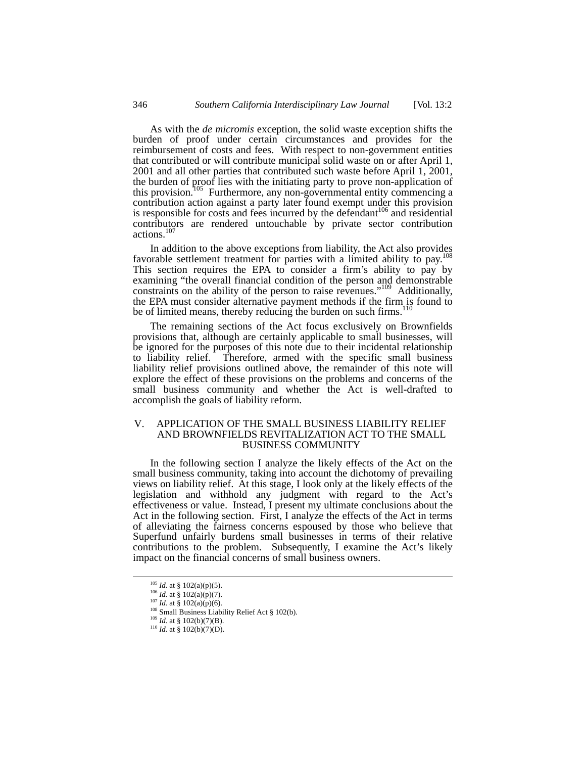As with the *de micromis* exception, the solid waste exception shifts the burden of proof under certain circumstances and provides for the reimbursement of costs and fees. With respect to non-government entities that contributed or will contribute municipal solid waste on or after April 1, 2001 and all other parties that contributed such waste before April 1, 2001, the burden of proof lies with the initiating party to prove non-application of this provision.[105] Furthermore, any non-governmental entity commencing a contribution action against a party later found exempt under this provision is responsible for costs and fees incurred by the defendant[106] and residential contributors are rendered untouchable by private sector contribution actions.[107]

In addition to the above exceptions from liability, the Act also provides favorable settlement treatment for parties with a limited ability to pay.[108] This section requires the EPA to consider a firm's ability to pay by examining "the overall financial condition of the person and demonstrable constraints on the ability of the person to raise revenues."[109] Additionally, the EPA must consider alternative payment methods if the firm is found to be of limited means, thereby reducing the burden on such firms.[110]

The remaining sections of the Act focus exclusively on Brownfields provisions that, although are certainly applicable to small businesses, will be ignored for the purposes of this note due to their incidental relationship to liability relief. Therefore, armed with the specific small business liability relief provisions outlined above, the remainder of this note will explore the effect of these provisions on the problems and concerns of the small business community and whether the Act is well-drafted to accomplish the goals of liability reform.

## V. APPLICATION OF THE SMALL BUSINESS LIABILITY RELIEF AND BROWNFIELDS REVITALIZATION ACT TO THE SMALL BUSINESS COMMUNITY

In the following section I analyze the likely effects of the Act on the small business community, taking into account the dichotomy of prevailing views on liability relief. At this stage, I look only at the likely effects of the legislation and withhold any judgment with regard to the Act's effectiveness or value. Instead, I present my ultimate conclusions about the Act in the following section. First, I analyze the effects of the Act in terms of alleviating the fairness concerns espoused by those who believe that Superfund unfairly burdens small businesses in terms of their relative contributions to the problem. Subsequently, I examine the Act's likely impact on the financial concerns of small business owners.

---

[105] *Id.* at § 102(a)(p)(5).

[106] *Id.* at § 102(a)(p)(7).

[107] *Id.* at § 102(a)(p)(6).

[108] Small Business Liability Relief Act § 102(b).

[109] *Id.* at § 102(b)(7)(B).

[110] *Id.* at § 102(b)(7)(D).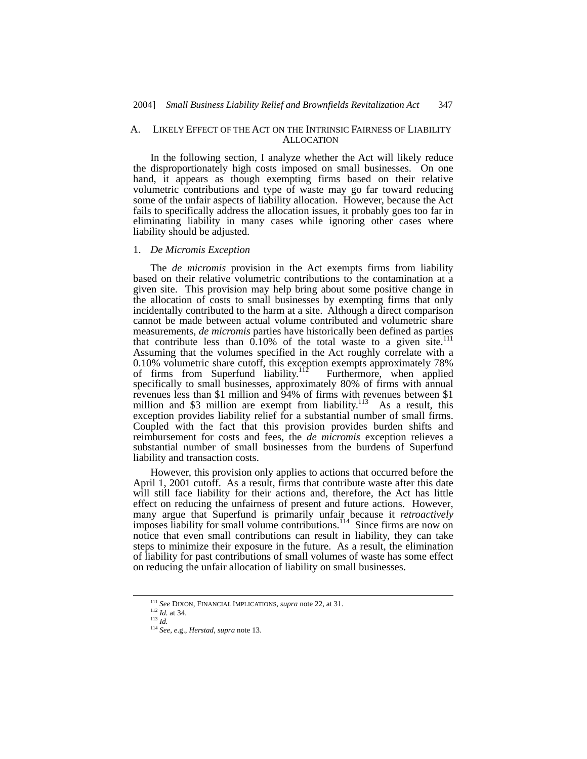## A. Likely Effect of the Act on the Intrinsic Fairness of Liability Allocation

In the following section, I analyze whether the Act will likely reduce the disproportionately high costs imposed on small businesses. On one hand, it appears as though exempting firms based on their relative volumetric contributions and type of waste may go far toward reducing some of the unfair aspects of liability allocation. However, because the Act fails to specifically address the allocation issues, it probably goes too far in eliminating liability in many cases while ignoring other cases where liability should be adjusted.

### 1. *De Micromis Exception*

The *de micromis* provision in the Act exempts firms from liability based on their relative volumetric contributions to the contamination at a given site. This provision may help bring about some positive change in the allocation of costs to small businesses by exempting firms that only incidentally contributed to the harm at a site. Although a direct comparison cannot be made between actual volume contributed and volumetric share measurements, *de micromis* parties have historically been defined as parties that contribute less than 0.10% of the total waste to a given site.[111] Assuming that the volumes specified in the Act roughly correlate with a 0.10% volumetric share cutoff, this exception exempts approximately 78% of firms from Superfund liability.[112] Furthermore, when applied specifically to small businesses, approximately 80% of firms with annual revenues less than $1 million and 94% of firms with revenues between $1 million and $3 million are exempt from liability.[113] As a result, this exception provides liability relief for a substantial number of small firms. Coupled with the fact that this provision provides burden shifts and reimbursement for costs and fees, the *de micromis* exception relieves a substantial number of small businesses from the burdens of Superfund liability and transaction costs.

However, this provision only applies to actions that occurred before the April 1, 2001 cutoff. As a result, firms that contribute waste after this date will still face liability for their actions and, therefore, the Act has little effect on reducing the unfairness of present and future actions. However, many argue that Superfund is primarily unfair because it *retroactively* imposes liability for small volume contributions.[114] Since firms are now on notice that even small contributions can result in liability, they can take steps to minimize their exposure in the future. As a result, the elimination of liability for past contributions of small volumes of waste has some effect on reducing the unfair allocation of liability on small businesses.

---

[111] *See* DIXON, FINANCIAL IMPLICATIONS, *supra* note 22, at 31.
[112] *Id.* at 34.
[113] *Id.*
[114] *See, e.g.*, *Herstad*, *supra* note 13.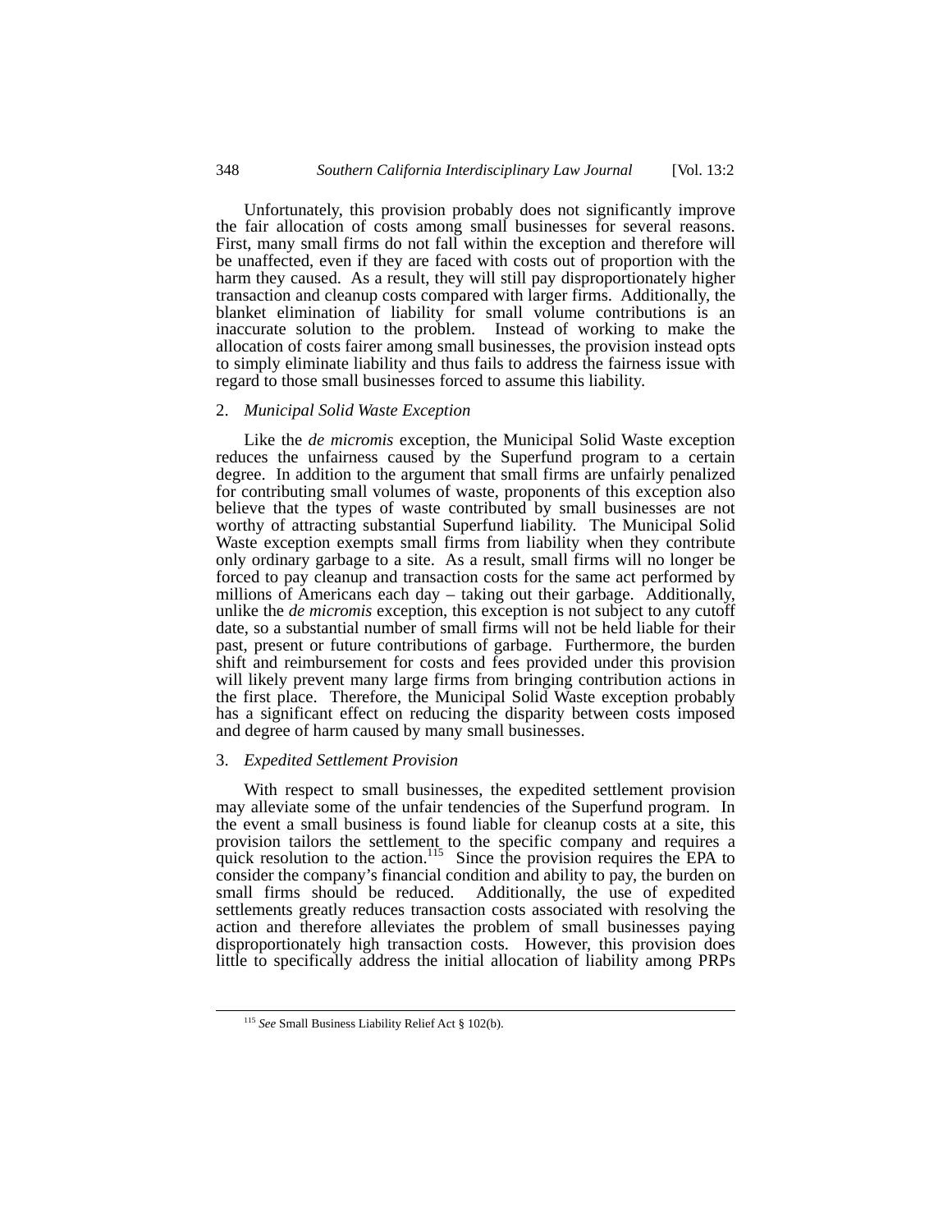Unfortunately, this provision probably does not significantly improve the fair allocation of costs among small businesses for several reasons. First, many small firms do not fall within the exception and therefore will be unaffected, even if they are faced with costs out of proportion with the harm they caused. As a result, they will still pay disproportionately higher transaction and cleanup costs compared with larger firms. Additionally, the blanket elimination of liability for small volume contributions is an inaccurate solution to the problem. Instead of working to make the allocation of costs fairer among small businesses, the provision instead opts to simply eliminate liability and thus fails to address the fairness issue with regard to those small businesses forced to assume this liability.

### 2. *Municipal Solid Waste Exception*

Like the *de micromis* exception, the Municipal Solid Waste exception reduces the unfairness caused by the Superfund program to a certain degree. In addition to the argument that small firms are unfairly penalized for contributing small volumes of waste, proponents of this exception also believe that the types of waste contributed by small businesses are not worthy of attracting substantial Superfund liability. The Municipal Solid Waste exception exempts small firms from liability when they contribute only ordinary garbage to a site. As a result, small firms will no longer be forced to pay cleanup and transaction costs for the same act performed by millions of Americans each day – taking out their garbage. Additionally, unlike the *de micromis* exception, this exception is not subject to any cutoff date, so a substantial number of small firms will not be held liable for their past, present or future contributions of garbage. Furthermore, the burden shift and reimbursement for costs and fees provided under this provision will likely prevent many large firms from bringing contribution actions in the first place. Therefore, the Municipal Solid Waste exception probably has a significant effect on reducing the disparity between costs imposed and degree of harm caused by many small businesses.

### 3. *Expedited Settlement Provision*

With respect to small businesses, the expedited settlement provision may alleviate some of the unfair tendencies of the Superfund program. In the event a small business is found liable for cleanup costs at a site, this provision tailors the settlement to the specific company and requires a quick resolution to the action.[115] Since the provision requires the EPA to consider the company's financial condition and ability to pay, the burden on small firms should be reduced. Additionally, the use of expedited settlements greatly reduces transaction costs associated with resolving the action and therefore alleviates the problem of small businesses paying disproportionately high transaction costs. However, this provision does little to specifically address the initial allocation of liability among PRPs

---

[115] *See* Small Business Liability Relief Act § 102(b).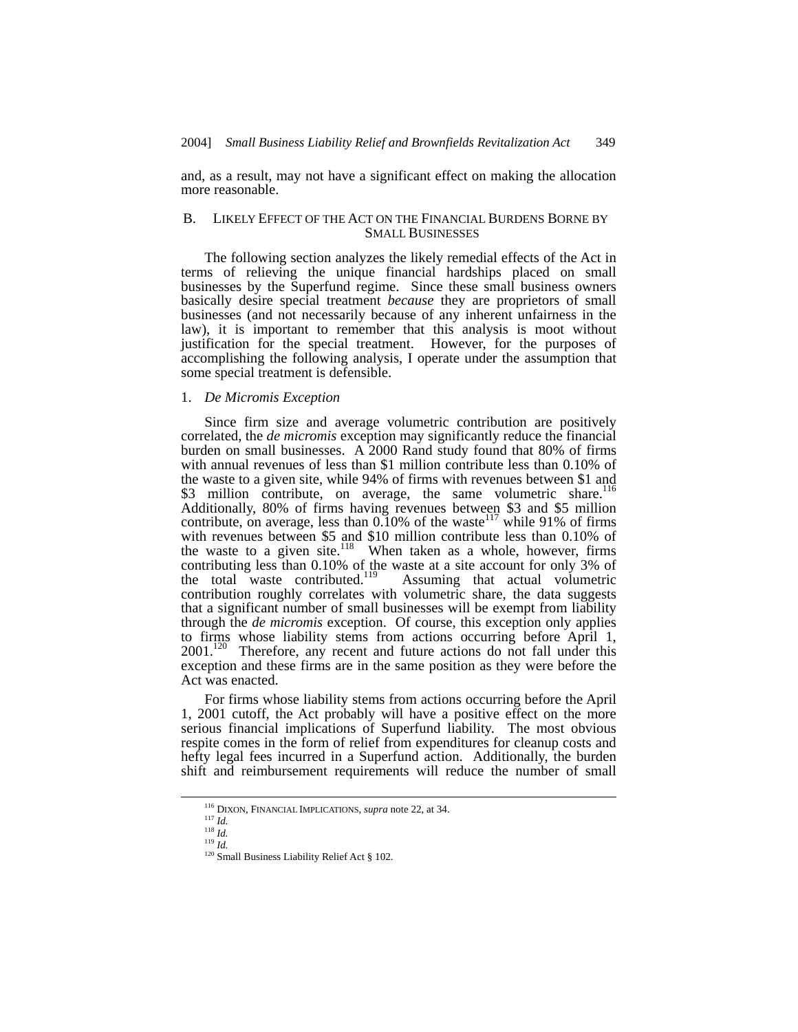and, as a result, may not have a significant effect on making the allocation more reasonable.

## B. LIKELY EFFECT OF THE ACT ON THE FINANCIAL BURDENS BORNE BY SMALL BUSINESSES

The following section analyzes the likely remedial effects of the Act in terms of relieving the unique financial hardships placed on small businesses by the Superfund regime. Since these small business owners basically desire special treatment *because* they are proprietors of small businesses (and not necessarily because of any inherent unfairness in the law), it is important to remember that this analysis is moot without justification for the special treatment. However, for the purposes of accomplishing the following analysis, I operate under the assumption that some special treatment is defensible.

### 1. *De Micromis Exception*

Since firm size and average volumetric contribution are positively correlated, the *de micromis* exception may significantly reduce the financial burden on small businesses. A 2000 Rand study found that 80% of firms with annual revenues of less than $1 million contribute less than 0.10% of the waste to a given site, while 94% of firms with revenues between $1 and $3 million contribute, on average, the same volumetric share.[116] Additionally, 80% of firms having revenues between $3 and $5 million contribute, on average, less than 0.10% of the waste[117] while 91% of firms with revenues between $5 and $10 million contribute less than 0.10% of the waste to a given site.[118] When taken as a whole, however, firms contributing less than 0.10% of the waste at a site account for only 3% of the total waste contributed.[119] Assuming that actual volumetric contribution roughly correlates with volumetric share, the data suggests that a significant number of small businesses will be exempt from liability through the *de micromis* exception. Of course, this exception only applies to firms whose liability stems from actions occurring before April 1, 2001.[120] Therefore, any recent and future actions do not fall under this exception and these firms are in the same position as they were before the Act was enacted.

For firms whose liability stems from actions occurring before the April 1, 2001 cutoff, the Act probably will have a positive effect on the more serious financial implications of Superfund liability. The most obvious respite comes in the form of relief from expenditures for cleanup costs and hefty legal fees incurred in a Superfund action. Additionally, the burden shift and reimbursement requirements will reduce the number of small

---

[116] DIXON, FINANCIAL IMPLICATIONS, *supra* note 22, at 34.

[117] *Id.*

[118] *Id.*

[119] *Id.*

[120] Small Business Liability Relief Act § 102.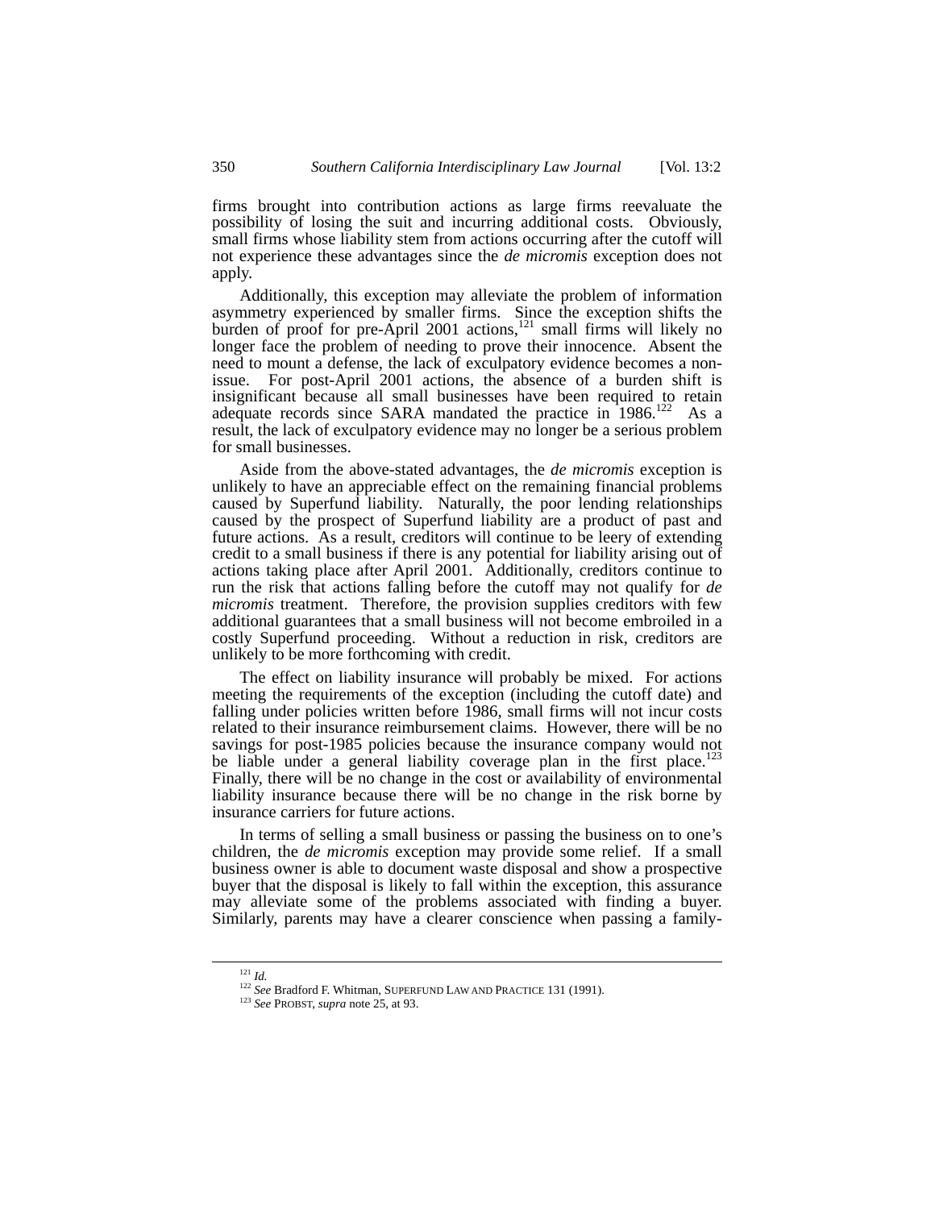firms brought into contribution actions as large firms reevaluate the possibility of losing the suit and incurring additional costs. Obviously, small firms whose liability stem from actions occurring after the cutoff will not experience these advantages since the *de micromis* exception does not apply.

Additionally, this exception may alleviate the problem of information asymmetry experienced by smaller firms. Since the exception shifts the burden of proof for pre-April 2001 actions,[121] small firms will likely no longer face the problem of needing to prove their innocence. Absent the need to mount a defense, the lack of exculpatory evidence becomes a non-issue. For post-April 2001 actions, the absence of a burden shift is insignificant because all small businesses have been required to retain adequate records since SARA mandated the practice in 1986.[122] As a result, the lack of exculpatory evidence may no longer be a serious problem for small businesses.

Aside from the above-stated advantages, the *de micromis* exception is unlikely to have an appreciable effect on the remaining financial problems caused by Superfund liability. Naturally, the poor lending relationships caused by the prospect of Superfund liability are a product of past and future actions. As a result, creditors will continue to be leery of extending credit to a small business if there is any potential for liability arising out of actions taking place after April 2001. Additionally, creditors continue to run the risk that actions falling before the cutoff may not qualify for *de micromis* treatment. Therefore, the provision supplies creditors with few additional guarantees that a small business will not become embroiled in a costly Superfund proceeding. Without a reduction in risk, creditors are unlikely to be more forthcoming with credit.

The effect on liability insurance will probably be mixed. For actions meeting the requirements of the exception (including the cutoff date) and falling under policies written before 1986, small firms will not incur costs related to their insurance reimbursement claims. However, there will be no savings for post-1985 policies because the insurance company would not be liable under a general liability coverage plan in the first place.[123] Finally, there will be no change in the cost or availability of environmental liability insurance because there will be no change in the risk borne by insurance carriers for future actions.

In terms of selling a small business or passing the business on to one's children, the *de micromis* exception may provide some relief. If a small business owner is able to document waste disposal and show a prospective buyer that the disposal is likely to fall within the exception, this assurance may alleviate some of the problems associated with finding a buyer. Similarly, parents may have a clearer conscience when passing a family-

---

[121] *Id.*

[122] *See* Bradford F. Whitman, SUPERFUND LAW AND PRACTICE 131 (1991).

[123] *See* PROBST, *supra* note 25, at 93.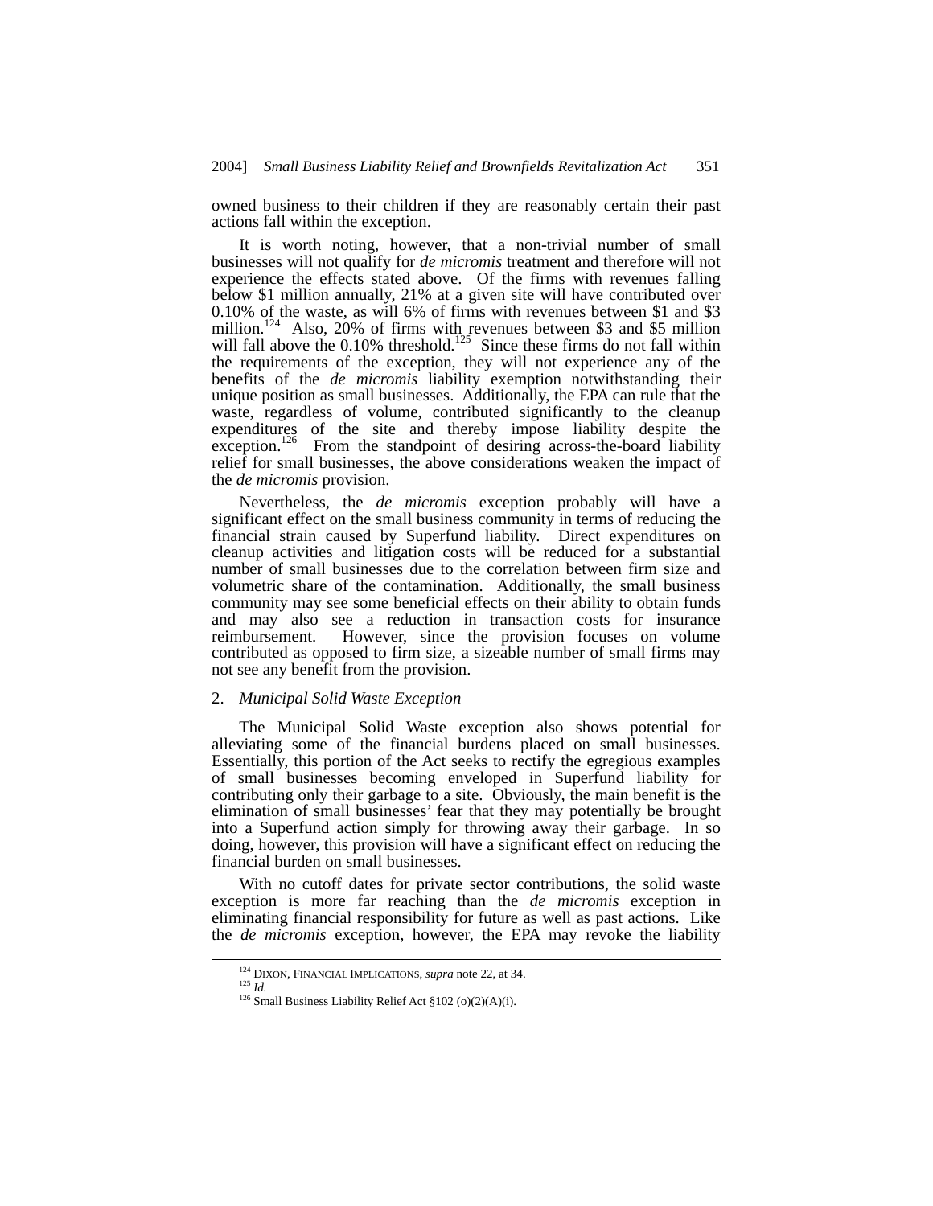owned business to their children if they are reasonably certain their past actions fall within the exception.

It is worth noting, however, that a non-trivial number of small businesses will not qualify for *de micromis* treatment and therefore will not experience the effects stated above. Of the firms with revenues falling below $1 million annually, 21% at a given site will have contributed over 0.10% of the waste, as will 6% of firms with revenues between $1 and $3 million.[124] Also, 20% of firms with revenues between $3 and $5 million will fall above the 0.10% threshold.[125] Since these firms do not fall within the requirements of the exception, they will not experience any of the benefits of the *de micromis* liability exemption notwithstanding their unique position as small businesses. Additionally, the EPA can rule that the waste, regardless of volume, contributed significantly to the cleanup expenditures of the site and thereby impose liability despite the exception.[126] From the standpoint of desiring across-the-board liability relief for small businesses, the above considerations weaken the impact of the *de micromis* provision.

Nevertheless, the *de micromis* exception probably will have a significant effect on the small business community in terms of reducing the financial strain caused by Superfund liability. Direct expenditures on cleanup activities and litigation costs will be reduced for a substantial number of small businesses due to the correlation between firm size and volumetric share of the contamination. Additionally, the small business community may see some beneficial effects on their ability to obtain funds and may also see a reduction in transaction costs for insurance reimbursement. However, since the provision focuses on volume contributed as opposed to firm size, a sizeable number of small firms may not see any benefit from the provision.

### 2. *Municipal Solid Waste Exception*

The Municipal Solid Waste exception also shows potential for alleviating some of the financial burdens placed on small businesses. Essentially, this portion of the Act seeks to rectify the egregious examples of small businesses becoming enveloped in Superfund liability for contributing only their garbage to a site. Obviously, the main benefit is the elimination of small businesses' fear that they may potentially be brought into a Superfund action simply for throwing away their garbage. In so doing, however, this provision will have a significant effect on reducing the financial burden on small businesses.

With no cutoff dates for private sector contributions, the solid waste exception is more far reaching than the *de micromis* exception in eliminating financial responsibility for future as well as past actions. Like the *de micromis* exception, however, the EPA may revoke the liability

---

[124] DIXON, FINANCIAL IMPLICATIONS, *supra* note 22, at 34.

[125] *Id.*

[126] Small Business Liability Relief Act §102 (o)(2)(A)(i).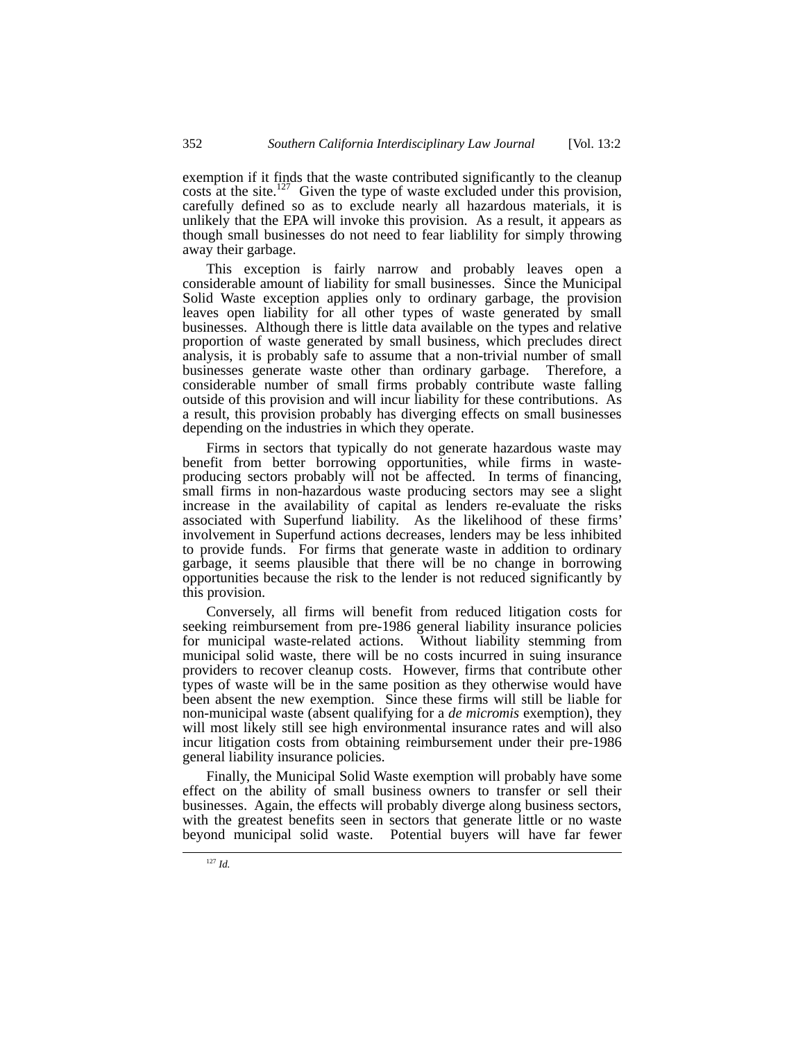exemption if it finds that the waste contributed significantly to the cleanup costs at the site.[127] Given the type of waste excluded under this provision, carefully defined so as to exclude nearly all hazardous materials, it is unlikely that the EPA will invoke this provision. As a result, it appears as though small businesses do not need to fear liablility for simply throwing away their garbage.

This exception is fairly narrow and probably leaves open a considerable amount of liability for small businesses. Since the Municipal Solid Waste exception applies only to ordinary garbage, the provision leaves open liability for all other types of waste generated by small businesses. Although there is little data available on the types and relative proportion of waste generated by small business, which precludes direct analysis, it is probably safe to assume that a non-trivial number of small businesses generate waste other than ordinary garbage. Therefore, a considerable number of small firms probably contribute waste falling outside of this provision and will incur liability for these contributions. As a result, this provision probably has diverging effects on small businesses depending on the industries in which they operate.

Firms in sectors that typically do not generate hazardous waste may benefit from better borrowing opportunities, while firms in waste-producing sectors probably will not be affected. In terms of financing, small firms in non-hazardous waste producing sectors may see a slight increase in the availability of capital as lenders re-evaluate the risks associated with Superfund liability. As the likelihood of these firms' involvement in Superfund actions decreases, lenders may be less inhibited to provide funds. For firms that generate waste in addition to ordinary garbage, it seems plausible that there will be no change in borrowing opportunities because the risk to the lender is not reduced significantly by this provision.

Conversely, all firms will benefit from reduced litigation costs for seeking reimbursement from pre-1986 general liability insurance policies for municipal waste-related actions. Without liability stemming from municipal solid waste, there will be no costs incurred in suing insurance providers to recover cleanup costs. However, firms that contribute other types of waste will be in the same position as they otherwise would have been absent the new exemption. Since these firms will still be liable for non-municipal waste (absent qualifying for a *de micromis* exemption), they will most likely still see high environmental insurance rates and will also incur litigation costs from obtaining reimbursement under their pre-1986 general liability insurance policies.

Finally, the Municipal Solid Waste exemption will probably have some effect on the ability of small business owners to transfer or sell their businesses. Again, the effects will probably diverge along business sectors, with the greatest benefits seen in sectors that generate little or no waste beyond municipal solid waste. Potential buyers will have far fewer

---

[127] *Id.*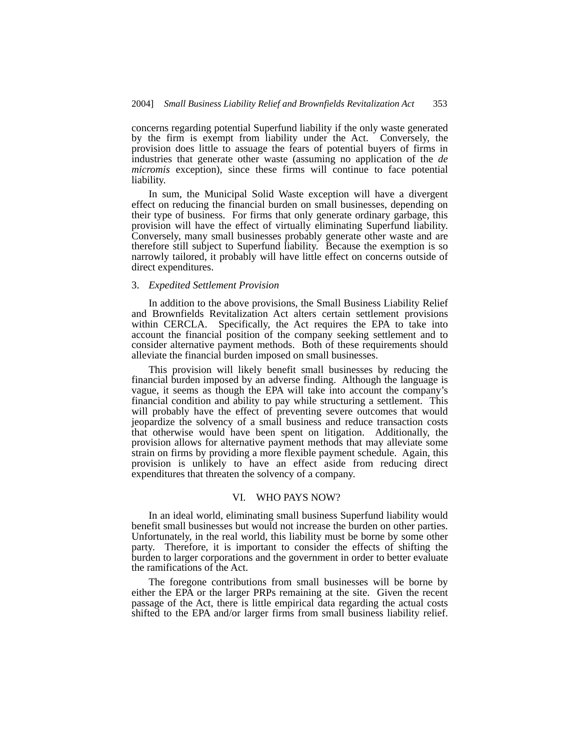concerns regarding potential Superfund liability if the only waste generated by the firm is exempt from liability under the Act. Conversely, the provision does little to assuage the fears of potential buyers of firms in industries that generate other waste (assuming no application of the *de micromis* exception), since these firms will continue to face potential liability.

In sum, the Municipal Solid Waste exception will have a divergent effect on reducing the financial burden on small businesses, depending on their type of business. For firms that only generate ordinary garbage, this provision will have the effect of virtually eliminating Superfund liability. Conversely, many small businesses probably generate other waste and are therefore still subject to Superfund liability. Because the exemption is so narrowly tailored, it probably will have little effect on concerns outside of direct expenditures.

### 3. *Expedited Settlement Provision*

In addition to the above provisions, the Small Business Liability Relief and Brownfields Revitalization Act alters certain settlement provisions within CERCLA. Specifically, the Act requires the EPA to take into account the financial position of the company seeking settlement and to consider alternative payment methods. Both of these requirements should alleviate the financial burden imposed on small businesses.

This provision will likely benefit small businesses by reducing the financial burden imposed by an adverse finding. Although the language is vague, it seems as though the EPA will take into account the company's financial condition and ability to pay while structuring a settlement. This will probably have the effect of preventing severe outcomes that would jeopardize the solvency of a small business and reduce transaction costs that otherwise would have been spent on litigation. Additionally, the provision allows for alternative payment methods that may alleviate some strain on firms by providing a more flexible payment schedule. Again, this provision is unlikely to have an effect aside from reducing direct expenditures that threaten the solvency of a company.

## VI. WHO PAYS NOW?

In an ideal world, eliminating small business Superfund liability would benefit small businesses but would not increase the burden on other parties. Unfortunately, in the real world, this liability must be borne by some other party. Therefore, it is important to consider the effects of shifting the burden to larger corporations and the government in order to better evaluate the ramifications of the Act.

The foregone contributions from small businesses will be borne by either the EPA or the larger PRPs remaining at the site. Given the recent passage of the Act, there is little empirical data regarding the actual costs shifted to the EPA and/or larger firms from small business liability relief.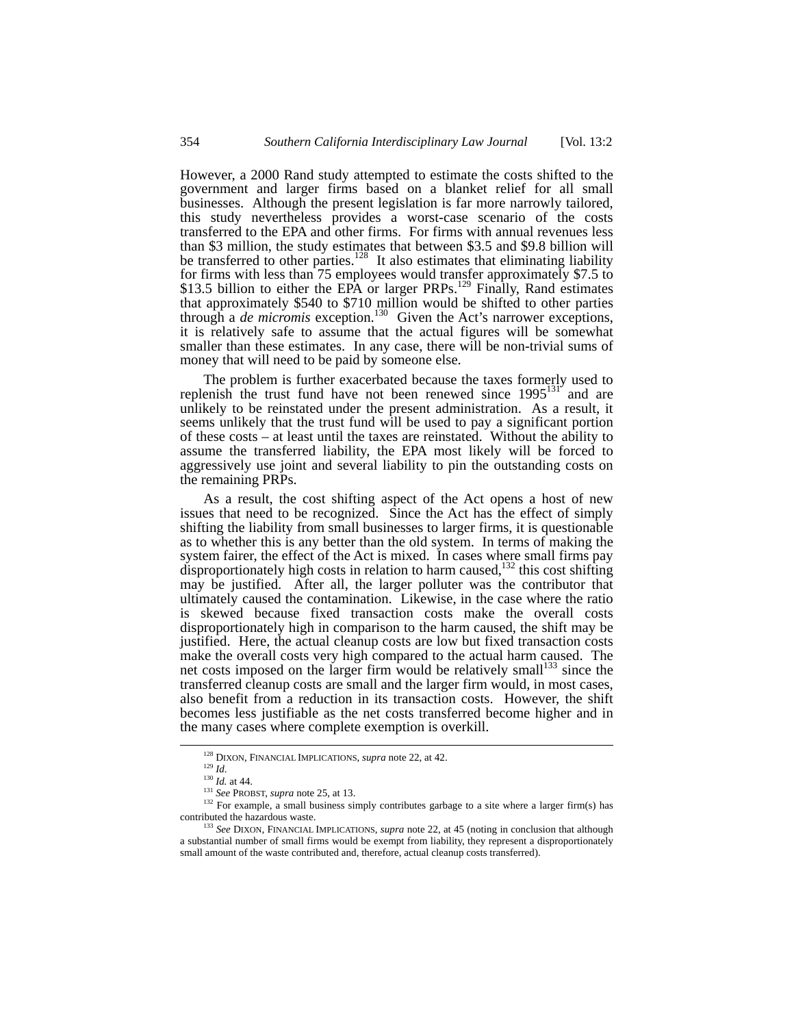However, a 2000 Rand study attempted to estimate the costs shifted to the government and larger firms based on a blanket relief for all small businesses. Although the present legislation is far more narrowly tailored, this study nevertheless provides a worst-case scenario of the costs transferred to the EPA and other firms. For firms with annual revenues less than $3 million, the study estimates that between $3.5 and $9.8 billion will be transferred to other parties.[128] It also estimates that eliminating liability for firms with less than 75 employees would transfer approximately $7.5 to $13.5 billion to either the EPA or larger PRPs.[129] Finally, Rand estimates that approximately $540 to $710 million would be shifted to other parties through a *de micromis* exception.[130] Given the Act's narrower exceptions, it is relatively safe to assume that the actual figures will be somewhat smaller than these estimates. In any case, there will be non-trivial sums of money that will need to be paid by someone else.

The problem is further exacerbated because the taxes formerly used to replenish the trust fund have not been renewed since 1995[131] and are unlikely to be reinstated under the present administration. As a result, it seems unlikely that the trust fund will be used to pay a significant portion of these costs – at least until the taxes are reinstated. Without the ability to assume the transferred liability, the EPA most likely will be forced to aggressively use joint and several liability to pin the outstanding costs on the remaining PRPs.

As a result, the cost shifting aspect of the Act opens a host of new issues that need to be recognized. Since the Act has the effect of simply shifting the liability from small businesses to larger firms, it is questionable as to whether this is any better than the old system. In terms of making the system fairer, the effect of the Act is mixed. In cases where small firms pay disproportionately high costs in relation to harm caused,[132] this cost shifting may be justified. After all, the larger polluter was the contributor that ultimately caused the contamination. Likewise, in the case where the ratio is skewed because fixed transaction costs make the overall costs disproportionately high in comparison to the harm caused, the shift may be justified. Here, the actual cleanup costs are low but fixed transaction costs make the overall costs very high compared to the actual harm caused. The net costs imposed on the larger firm would be relatively small[133] since the transferred cleanup costs are small and the larger firm would, in most cases, also benefit from a reduction in its transaction costs. However, the shift becomes less justifiable as the net costs transferred become higher and in the many cases where complete exemption is overkill.

---

[128] DIXON, FINANCIAL IMPLICATIONS, *supra* note 22, at 42.

[129] *Id*.

[130] *Id.* at 44.

[131] *See* PROBST, *supra* note 25, at 13.

[132] For example, a small business simply contributes garbage to a site where a larger firm(s) has contributed the hazardous waste.

[133] *See* DIXON, FINANCIAL IMPLICATIONS, *supra* note 22, at 45 (noting in conclusion that although a substantial number of small firms would be exempt from liability, they represent a disproportionately small amount of the waste contributed and, therefore, actual cleanup costs transferred).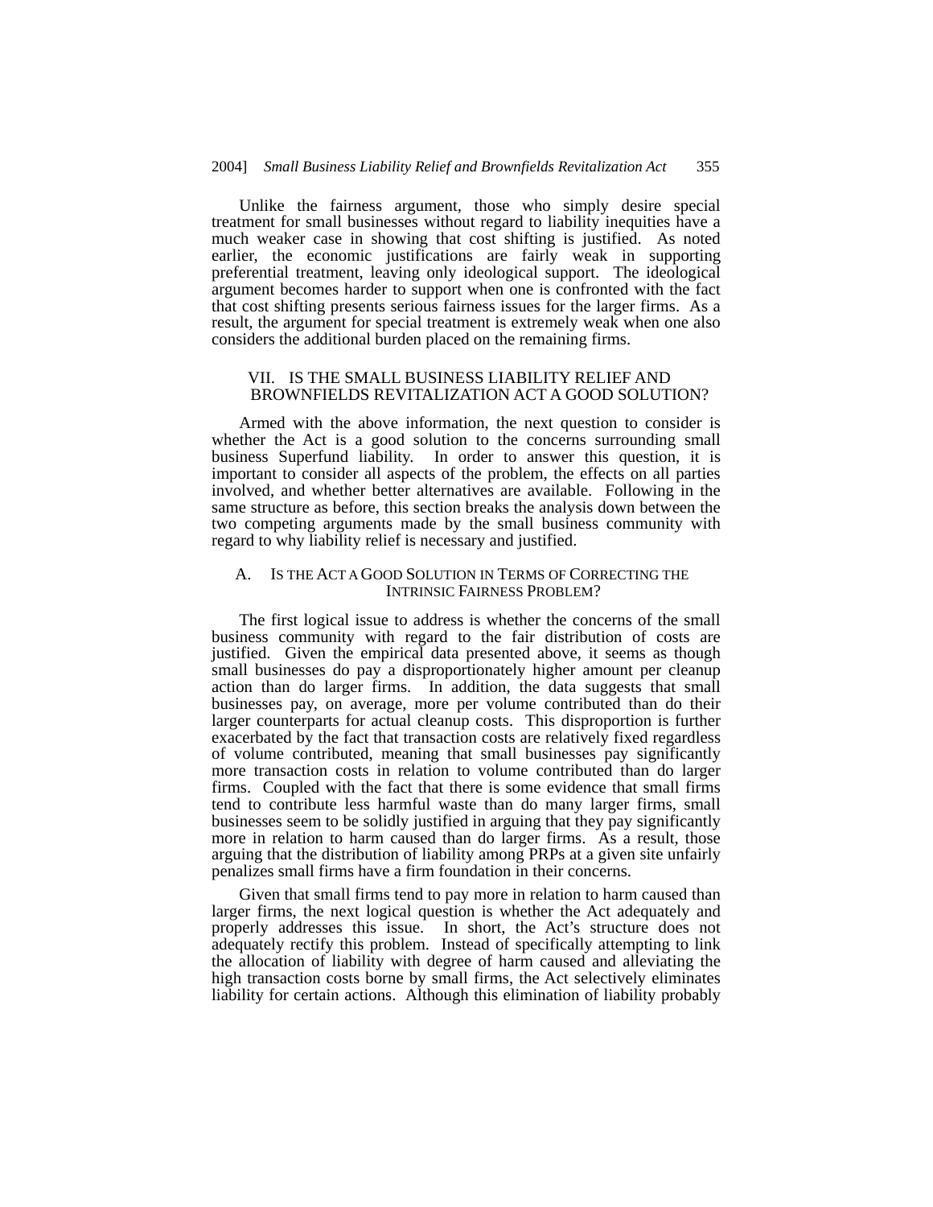Unlike the fairness argument, those who simply desire special treatment for small businesses without regard to liability inequities have a much weaker case in showing that cost shifting is justified. As noted earlier, the economic justifications are fairly weak in supporting preferential treatment, leaving only ideological support. The ideological argument becomes harder to support when one is confronted with the fact that cost shifting presents serious fairness issues for the larger firms. As a result, the argument for special treatment is extremely weak when one also considers the additional burden placed on the remaining firms.

## VII. IS THE SMALL BUSINESS LIABILITY RELIEF AND BROWNFIELDS REVITALIZATION ACT A GOOD SOLUTION?

Armed with the above information, the next question to consider is whether the Act is a good solution to the concerns surrounding small business Superfund liability. In order to answer this question, it is important to consider all aspects of the problem, the effects on all parties involved, and whether better alternatives are available. Following in the same structure as before, this section breaks the analysis down between the two competing arguments made by the small business community with regard to why liability relief is necessary and justified.

### A. IS THE ACT A GOOD SOLUTION IN TERMS OF CORRECTING THE INTRINSIC FAIRNESS PROBLEM?

The first logical issue to address is whether the concerns of the small business community with regard to the fair distribution of costs are justified. Given the empirical data presented above, it seems as though small businesses do pay a disproportionately higher amount per cleanup action than do larger firms. In addition, the data suggests that small businesses pay, on average, more per volume contributed than do their larger counterparts for actual cleanup costs. This disproportion is further exacerbated by the fact that transaction costs are relatively fixed regardless of volume contributed, meaning that small businesses pay significantly more transaction costs in relation to volume contributed than do larger firms. Coupled with the fact that there is some evidence that small firms tend to contribute less harmful waste than do many larger firms, small businesses seem to be solidly justified in arguing that they pay significantly more in relation to harm caused than do larger firms. As a result, those arguing that the distribution of liability among PRPs at a given site unfairly penalizes small firms have a firm foundation in their concerns.

Given that small firms tend to pay more in relation to harm caused than larger firms, the next logical question is whether the Act adequately and properly addresses this issue. In short, the Act's structure does not adequately rectify this problem. Instead of specifically attempting to link the allocation of liability with degree of harm caused and alleviating the high transaction costs borne by small firms, the Act selectively eliminates liability for certain actions. Although this elimination of liability probably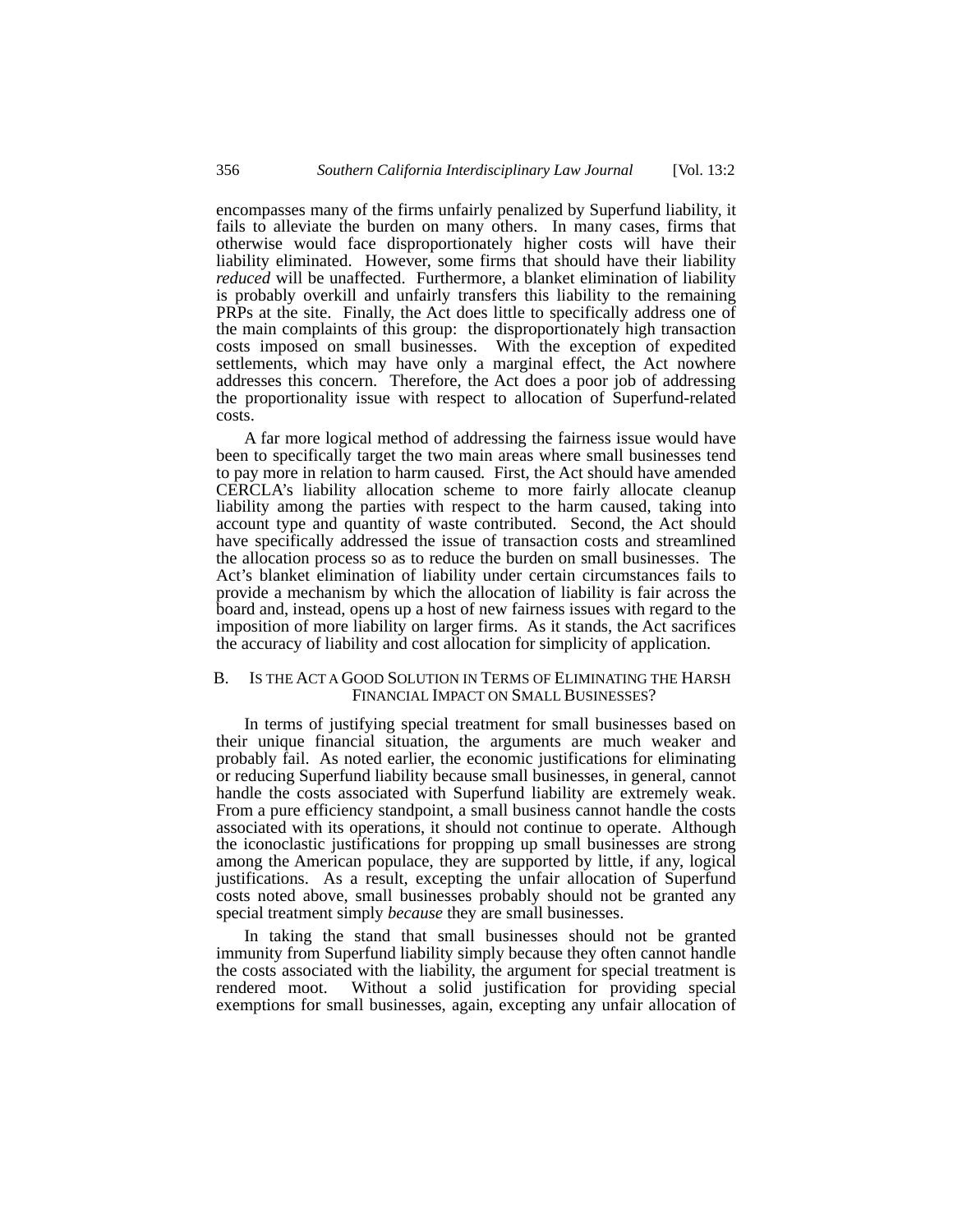encompasses many of the firms unfairly penalized by Superfund liability, it fails to alleviate the burden on many others. In many cases, firms that otherwise would face disproportionately higher costs will have their liability eliminated. However, some firms that should have their liability *reduced* will be unaffected. Furthermore, a blanket elimination of liability is probably overkill and unfairly transfers this liability to the remaining PRPs at the site. Finally, the Act does little to specifically address one of the main complaints of this group: the disproportionately high transaction costs imposed on small businesses. With the exception of expedited settlements, which may have only a marginal effect, the Act nowhere addresses this concern. Therefore, the Act does a poor job of addressing the proportionality issue with respect to allocation of Superfund-related costs.

A far more logical method of addressing the fairness issue would have been to specifically target the two main areas where small businesses tend to pay more in relation to harm caused. First, the Act should have amended CERCLA's liability allocation scheme to more fairly allocate cleanup liability among the parties with respect to the harm caused, taking into account type and quantity of waste contributed. Second, the Act should have specifically addressed the issue of transaction costs and streamlined the allocation process so as to reduce the burden on small businesses. The Act's blanket elimination of liability under certain circumstances fails to provide a mechanism by which the allocation of liability is fair across the board and, instead, opens up a host of new fairness issues with regard to the imposition of more liability on larger firms. As it stands, the Act sacrifices the accuracy of liability and cost allocation for simplicity of application.

### B. Is the Act a Good Solution in Terms of Eliminating the Harsh Financial Impact on Small Businesses?

In terms of justifying special treatment for small businesses based on their unique financial situation, the arguments are much weaker and probably fail. As noted earlier, the economic justifications for eliminating or reducing Superfund liability because small businesses, in general, cannot handle the costs associated with Superfund liability are extremely weak. From a pure efficiency standpoint, a small business cannot handle the costs associated with its operations, it should not continue to operate. Although the iconoclastic justifications for propping up small businesses are strong among the American populace, they are supported by little, if any, logical justifications. As a result, excepting the unfair allocation of Superfund costs noted above, small businesses probably should not be granted any special treatment simply *because* they are small businesses.

In taking the stand that small businesses should not be granted immunity from Superfund liability simply because they often cannot handle the costs associated with the liability, the argument for special treatment is rendered moot. Without a solid justification for providing special exemptions for small businesses, again, excepting any unfair allocation of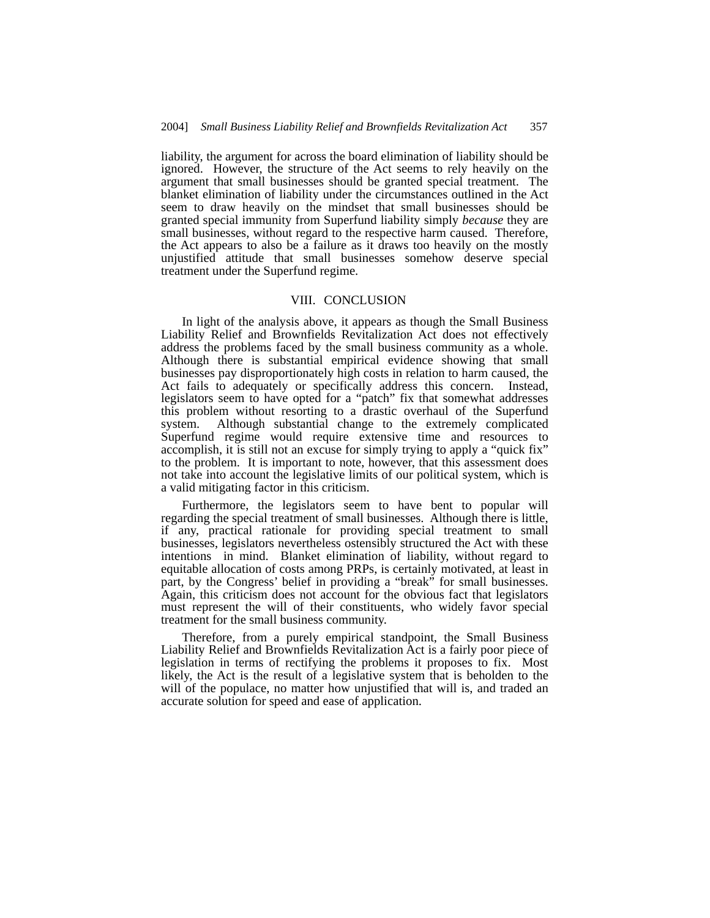liability, the argument for across the board elimination of liability should be ignored. However, the structure of the Act seems to rely heavily on the argument that small businesses should be granted special treatment. The blanket elimination of liability under the circumstances outlined in the Act seem to draw heavily on the mindset that small businesses should be granted special immunity from Superfund liability simply *because* they are small businesses, without regard to the respective harm caused. Therefore, the Act appears to also be a failure as it draws too heavily on the mostly unjustified attitude that small businesses somehow deserve special treatment under the Superfund regime.

## VIII. CONCLUSION

In light of the analysis above, it appears as though the Small Business Liability Relief and Brownfields Revitalization Act does not effectively address the problems faced by the small business community as a whole. Although there is substantial empirical evidence showing that small businesses pay disproportionately high costs in relation to harm caused, the Act fails to adequately or specifically address this concern. Instead, legislators seem to have opted for a "patch" fix that somewhat addresses this problem without resorting to a drastic overhaul of the Superfund system. Although substantial change to the extremely complicated Superfund regime would require extensive time and resources to accomplish, it is still not an excuse for simply trying to apply a "quick fix" to the problem. It is important to note, however, that this assessment does not take into account the legislative limits of our political system, which is a valid mitigating factor in this criticism.

Furthermore, the legislators seem to have bent to popular will regarding the special treatment of small businesses. Although there is little, if any, practical rationale for providing special treatment to small businesses, legislators nevertheless ostensibly structured the Act with these intentions in mind. Blanket elimination of liability, without regard to equitable allocation of costs among PRPs, is certainly motivated, at least in part, by the Congress' belief in providing a "break" for small businesses. Again, this criticism does not account for the obvious fact that legislators must represent the will of their constituents, who widely favor special treatment for the small business community.

Therefore, from a purely empirical standpoint, the Small Business Liability Relief and Brownfields Revitalization Act is a fairly poor piece of legislation in terms of rectifying the problems it proposes to fix. Most likely, the Act is the result of a legislative system that is beholden to the will of the populace, no matter how unjustified that will is, and traded an accurate solution for speed and ease of application.